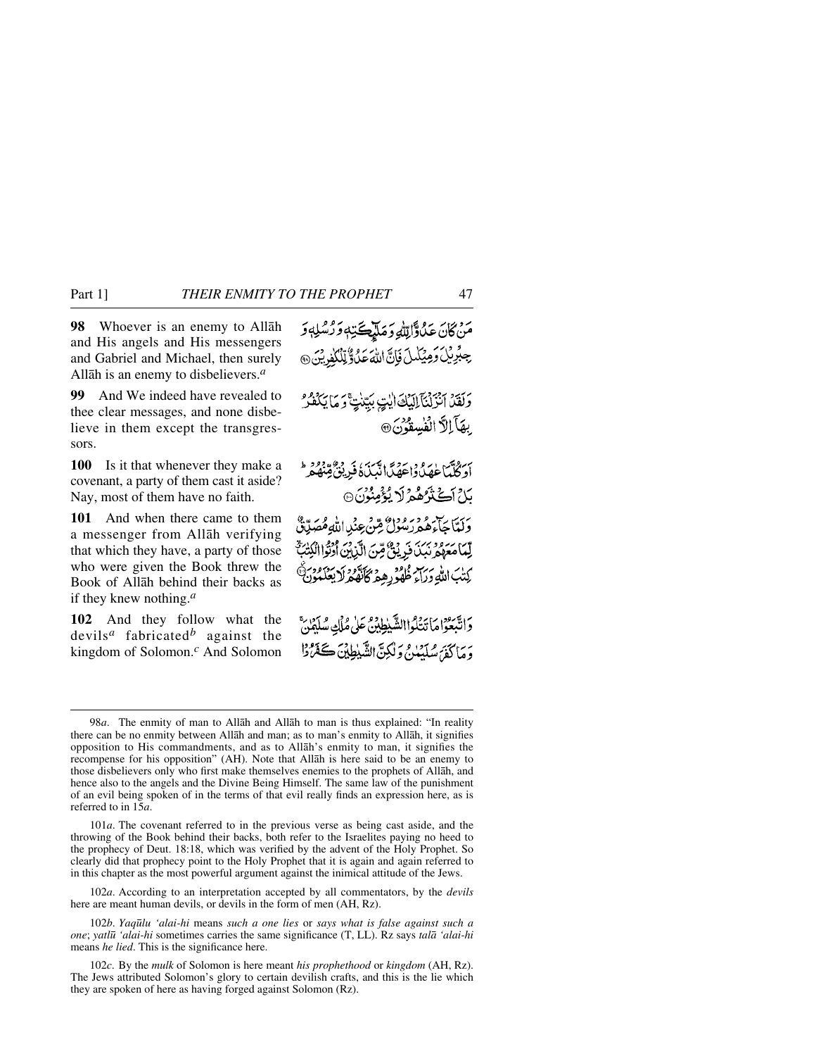**98** Whoever is an enemy to Allāh and His angels and His messengers and Gabriel and Michael, then surely Allāh is an enemy to disbelievers.[a]

مَنْ كَانَ عَدُوًّا لِّلّٰهِ وَمَلٰٓئِكَتِهٖ وَرُسُلِهٖ وَجِبْرِيْلَ وَمِيْكٰلَ فَاِنَّ اللّٰهَ عَدُوٌّ لِّلْكٰفِرِيْنَ ﴿٩٨﴾

**99** And We indeed have revealed to thee clear messages, and none disbelieve in them except the transgressors.

وَلَقَدْ اَنْزَلْنَآ اِلَيْكَ اٰيٰتٍۭ بَيِّنٰتٍ ۚ وَمَا يَكْفُرُ بِهَآ اِلَّا الْفٰسِقُوْنَ ﴿٩٩﴾

**100** Is it that whenever they make a covenant, a party of them cast it aside? Nay, most of them have no faith.

اَوَكُلَّمَا عٰهَدُوْا عَهْدًا نَّبَذَهٗ فَرِيْقٌ مِّنْهُمْ ۭ بَلْ اَكْثَرُهُمْ لَا يُؤْمِنُوْنَ ﴿١٠٠﴾

**101** And when there came to them a messenger from Allāh verifying that which they have, a party of those who were given the Book threw the Book of Allāh behind their backs as if they knew nothing.[a]

وَلَمَّا جَآءَهُمْ رَسُوْلٌ مِّنْ عِنْدِ اللّٰهِ مُصَدِّقٌ لِّمَا مَعَهُمْ نَبَذَ فَرِيْقٌ مِّنَ الَّذِيْنَ اُوْتُوا الْكِتٰبَ ۙ كِتٰبَ اللّٰهِ وَرَآءَ ظُهُوْرِهِمْ كَاَنَّهُمْ لَا يَعْلَمُوْنَ ﴿١٠١﴾

**102** And they follow what the devils[a] fabricated[b] against the kingdom of Solomon.[c] And Solomon

وَاتَّبَعُوْا مَا تَتْلُوا الشَّيٰطِيْنُ عَلٰى مُلْكِ سُلَيْمٰنَ ۚ وَمَا كَفَرَ سُلَيْمٰنُ وَلٰكِنَّ الشَّيٰطِيْنَ كَفَرُوْا

---

98*a*. The enmity of man to Allāh and Allāh to man is thus explained: "In reality there can be no enmity between Allāh and man; as to man's enmity to Allāh, it signifies opposition to His commandments, and as to Allāh's enmity to man, it signifies the recompense for his opposition" (AH). Note that Allāh is here said to be an enemy to those disbelievers only who first make themselves enemies to the prophets of Allāh, and hence also to the angels and the Divine Being Himself. The same law of the punishment of an evil being spoken of in the terms of that evil really finds an expression here, as is referred to in 15*a*.

101*a*. The covenant referred to in the previous verse as being cast aside, and the throwing of the Book behind their backs, both refer to the Israelites paying no heed to the prophecy of Deut. 18:18, which was verified by the advent of the Holy Prophet. So clearly did that prophecy point to the Holy Prophet that it is again and again referred to in this chapter as the most powerful argument against the inimical attitude of the Jews.

102*a*. According to an interpretation accepted by all commentators, by the *devils* here are meant human devils, or devils in the form of men (AH, Rz).

102*b*. *Yaqūlu 'alai-hi* means *such a one lies* or *says what is false against such a one*; *yatlū 'alai-hi* sometimes carries the same significance (T, LL). Rz says *talā 'alai-hi* means *he lied*. This is the significance here.

102*c*. By the *mulk* of Solomon is here meant *his prophethood* or *kingdom* (AH, Rz). The Jews attributed Solomon's glory to certain devilish crafts, and this is the lie which they are spoken of here as having forged against Solomon (Rz).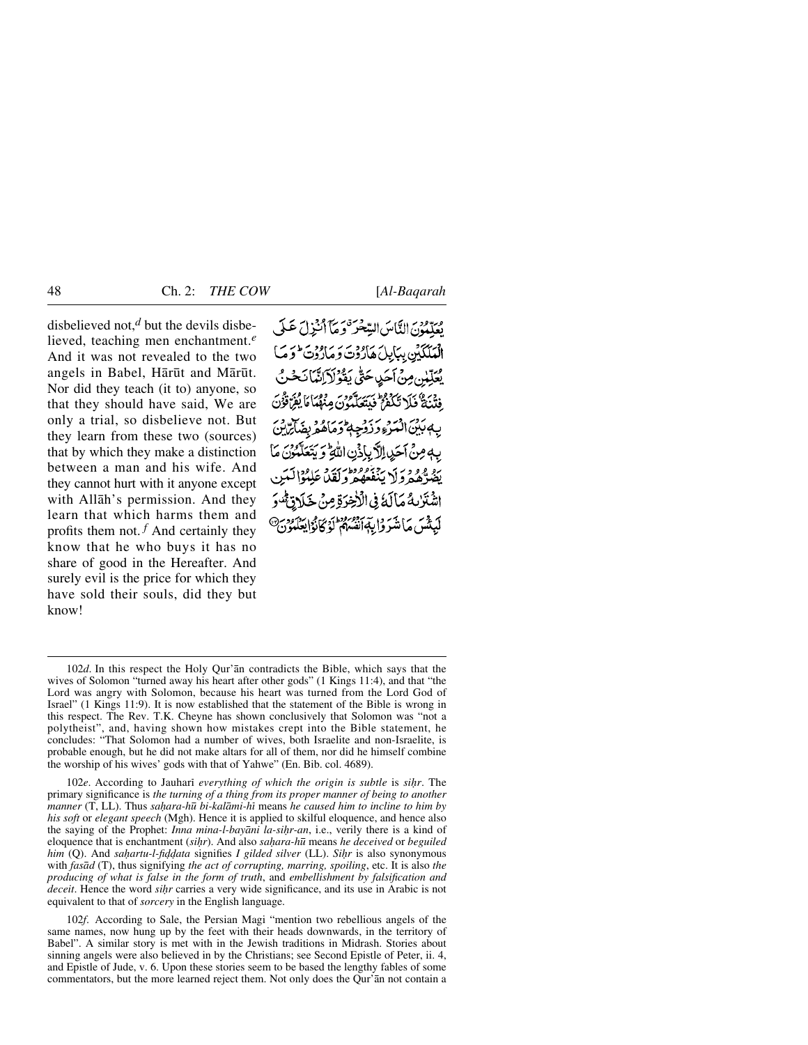disbelieved not,[d] but the devils disbelieved, teaching men enchantment.[e] And it was not revealed to the two angels in Babel, Hārūt and Mārūt. Nor did they teach (it to) anyone, so that they should have said, We are only a trial, so disbelieve not. But they learn from these two (sources) that by which they make a distinction between a man and his wife. And they cannot hurt with it anyone except with Allāh's permission. And they learn that which harms them and profits them not.[f] And certainly they know that he who buys it has no share of good in the Hereafter. And surely evil is the price for which they have sold their souls, did they but know!

يُعَلِّمُونَ النَّاسَ السِّحْرَ وَمَآ أُنْزِلَ عَلَى الْمَلَكَيْنِ بِبَابِلَ هَارُوتَ وَمَارُوتَ ۚ وَمَا يُعَلِّمٰنِ مِنْ أَحَدٍ حَتّٰى يَقُولَآ إِنَّمَا نَحْنُ فِتْنَةٌ فَلَا تَكْفُرْ ۖ فَيَتَعَلَّمُونَ مِنْهُمَا مَا يُفَرِّقُونَ بِهٖ بَيْنَ الْمَرْءِ وَزَوْجِهٖ ۚ وَمَا هُمْ بِضَآرِّينَ بِهٖ مِنْ أَحَدٍ إِلَّا بِإِذْنِ اللّٰهِ ۚ وَيَتَعَلَّمُونَ مَا يَضُرُّهُمْ وَلَا يَنْفَعُهُمْ ۚ وَلَقَدْ عَلِمُوا لَمَنِ اشْتَرٰىهُ مَا لَهٗ فِي الْاٰخِرَةِ مِنْ خَلَاقٍ ۚ وَلَبِئْسَ مَا شَرَوْا بِهٖٓ أَنْفُسَهُمْ ۚ لَوْ كَانُوا يَعْلَمُونَ ﴿١٠٢﴾

---

102*d*. In this respect the Holy Qur'ān contradicts the Bible, which says that the wives of Solomon "turned away his heart after other gods" (1 Kings 11:4), and that "the Lord was angry with Solomon, because his heart was turned from the Lord God of Israel" (1 Kings 11:9). It is now established that the statement of the Bible is wrong in this respect. The Rev. T.K. Cheyne has shown conclusively that Solomon was "not a polytheist", and, having shown how mistakes crept into the Bible statement, he concludes: "That Solomon had a number of wives, both Israelite and non-Israelite, is probable enough, but he did not make altars for all of them, nor did he himself combine the worship of his wives' gods with that of Yahwe" (En. Bib. col. 4689).

102*e*. According to Jauharī *everything of which the origin is subtle* is *siḥr*. The primary significance is *the turning of a thing from its proper manner of being to another manner* (T, LL). Thus *saḥara-hū bi-kalāmi-hī* means *he caused him to incline to him by his soft* or *elegant speech* (Mgh). Hence it is applied to skilful eloquence, and hence also the saying of the Prophet: *Inna mina-l-bayāni la-siḥr-an*, i.e., verily there is a kind of eloquence that is enchantment (*siḥr*). And also *saḥara-hū* means *he deceived* or *beguiled him* (Q). And *saḥartu-l-fiḍḍata* signifies *I gilded silver* (LL). *Siḥr* is also synonymous with *fasād* (T), thus signifying *the act of corrupting, marring, spoiling*, etc. It is also *the producing of what is false in the form of truth*, and *embellishment by falsification and deceit*. Hence the word *siḥr* carries a very wide significance, and its use in Arabic is not equivalent to that of *sorcery* in the English language.

102*f*. According to Sale, the Persian Magi "mention two rebellious angels of the same names, now hung up by the feet with their heads downwards, in the territory of Babel". A similar story is met with in the Jewish traditions in Midrash. Stories about sinning angels were also believed in by the Christians; see Second Epistle of Peter, ii. 4, and Epistle of Jude, v. 6. Upon these stories seem to be based the lengthy fables of some commentators, but the more learned reject them. Not only does the Qur'ān not contain a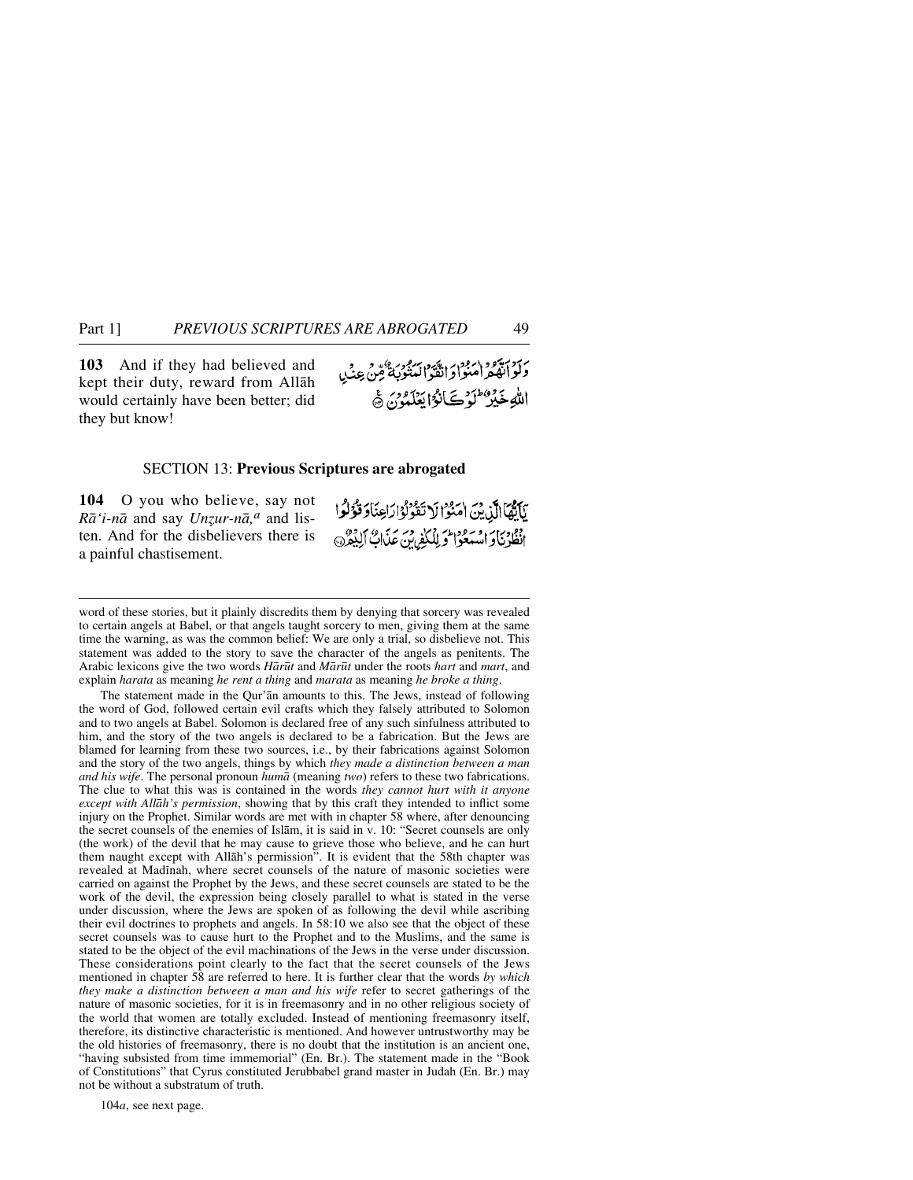**103** And if they had believed and kept their duty, reward from Allāh would certainly have been better; did they but know!

وَلَوْ اَنَّهُمْ اٰمَنُوْا وَاتَّقَوْا لَمَثُوْبَةٌ مِّنْ عِنْدِ اللّٰهِ خَيْرٌ ؕ لَوْ كَانُوْا يَعْلَمُوْنَ ۟

## SECTION 13: Previous Scriptures are abrogated

**104** O you who believe, say not *Rā'i-nā* and say *Unẓur-nā,*[a] and listen. And for the disbelievers there is a painful chastisement.

يٰۤاَيُّهَا الَّذِيْنَ اٰمَنُوْا لَا تَقُوْلُوْا رَاعِنَا وَقُوْلُوا انْظُرْنَا وَاسْمَعُوْا ؕ وَلِلْكٰفِرِيْنَ عَذَابٌ اَلِيْمٌ ۟

---

word of these stories, but it plainly discredits them by denying that sorcery was revealed to certain angels at Babel, or that angels taught sorcery to men, giving them at the same time the warning, as was the common belief: We are only a trial, so disbelieve not. This statement was added to the story to save the character of the angels as penitents. The Arabic lexicons give the two words *Hārūt* and *Mārūt* under the roots *hart* and *mart*, and explain *harata* as meaning *he rent a thing* and *marata* as meaning *he broke a thing*.

The statement made in the Qur'ān amounts to this. The Jews, instead of following the word of God, followed certain evil crafts which they falsely attributed to Solomon and to two angels at Babel. Solomon is declared free of any such sinfulness attributed to him, and the story of the two angels is declared to be a fabrication. But the Jews are blamed for learning from these two sources, i.e., by their fabrications against Solomon and the story of the two angels, things by which *they made a distinction between a man and his wife*. The personal pronoun *humā* (meaning *two*) refers to these two fabrications. The clue to what this was is contained in the words *they cannot hurt with it anyone except with Allāh's permission*, showing that by this craft they intended to inflict some injury on the Prophet. Similar words are met with in chapter 58 where, after denouncing the secret counsels of the enemies of Islām, it is said in v. 10: "Secret counsels are only (the work) of the devil that he may cause to grieve those who believe, and he can hurt them naught except with Allāh's permission". It is evident that the 58th chapter was revealed at Madīnah, where secret counsels of the nature of masonic societies were carried on against the Prophet by the Jews, and these secret counsels are stated to be the work of the devil, the expression being closely parallel to what is stated in the verse under discussion, where the Jews are spoken of as following the devil while ascribing their evil doctrines to prophets and angels. In 58:10 we also see that the object of these secret counsels was to cause hurt to the Prophet and to the Muslims, and the same is stated to be the object of the evil machinations of the Jews in the verse under discussion. These considerations point clearly to the fact that the secret counsels of the Jews mentioned in chapter 58 are referred to here. It is further clear that the words *by which they make a distinction between a man and his wife* refer to secret gatherings of the nature of masonic societies, for it is in freemasonry and in no other religious society of the world that women are totally excluded. Instead of mentioning freemasonry itself, therefore, its distinctive characteristic is mentioned. And however untrustworthy may be the old histories of freemasonry, there is no doubt that the institution is an ancient one, "having subsisted from time immemorial" (En. Br.). The statement made in the "Book of Constitutions" that Cyrus constituted Jerubbabel grand master in Judah (En. Br.) may not be without a substratum of truth.

104*a*, see next page.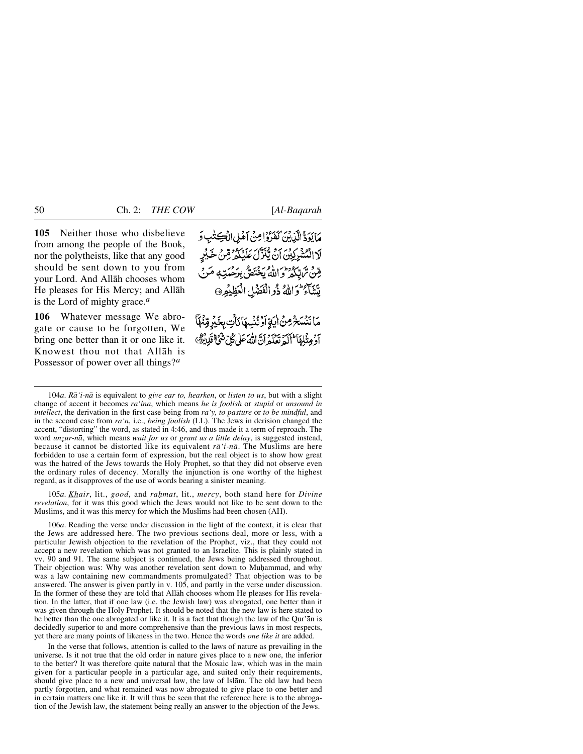**105** Neither those who disbelieve from among the people of the Book, nor the polytheists, like that any good should be sent down to you from your Lord. And Allāh chooses whom He pleases for His Mercy; and Allāh is the Lord of mighty grace.[a]

مَا يَوَدُّ الَّذِيْنَ كَفَرُوْا مِنْ اَهْلِ الْكِتٰبِ وَ لَا الْمُشْرِكِيْنَ اَنْ يُّنَزَّلَ عَلَيْكُمْ مِّنْ خَيْرٍ مِّنْ رَّبِّكُمْ ؕ وَ اللّٰهُ يَخْتَصُّ بِرَحْمَتِهٖ مَنْ يَّشَآءُ ؕ وَ اللّٰهُ ذُو الْفَضْلِ الْعَظِيْمِ

**106** Whatever message We abrogate or cause to be forgotten, We bring one better than it or one like it. Knowest thou not that Allāh is Possessor of power over all things?[a]

مَا نَنْسَخْ مِنْ اٰيَةٍ اَوْ نُنْسِهَا نَاْتِ بِخَيْرٍ مِّنْهَاۤ اَوْ مِثْلِهَا ؕ اَلَمْ تَعْلَمْ اَنَّ اللّٰهَ عَلٰى كُلِّ شَيْءٍ قَدِيْرٌ

---

104*a*. *Rā'i-nā* is equivalent to *give ear to, hearken*, or *listen to us*, but with a slight change of accent it becomes *ra'ina*, which means *he is foolish* or *stupid* or *unsound in intellect*, the derivation in the first case being from *ra'y, to pasture* or *to be mindful*, and in the second case from *ra'n*, i.e., *being foolish* (LL). The Jews in derision changed the accent, "distorting" the word, as stated in 4:46, and thus made it a term of reproach. The word *unẓur-nā*, which means *wait for us* or *grant us a little delay*, is suggested instead, because it cannot be distorted like its equivalent *rā'i-nā*. The Muslims are here forbidden to use a certain form of expression, but the real object is to show how great was the hatred of the Jews towards the Holy Prophet, so that they did not observe even the ordinary rules of decency. Morally the injunction is one worthy of the highest regard, as it disapproves of the use of words bearing a sinister meaning.

105*a*. *Khair*, lit., *good*, and *raḥmat*, lit., *mercy*, both stand here for *Divine revelation*, for it was this good which the Jews would not like to be sent down to the Muslims, and it was this mercy for which the Muslims had been chosen (AH).

106*a*. Reading the verse under discussion in the light of the context, it is clear that the Jews are addressed here. The two previous sections deal, more or less, with a particular Jewish objection to the revelation of the Prophet, viz., that they could not accept a new revelation which was not granted to an Israelite. This is plainly stated in vv. 90 and 91. The same subject is continued, the Jews being addressed throughout. Their objection was: Why was another revelation sent down to Muḥammad, and why was a law containing new commandments promulgated? That objection was to be answered. The answer is given partly in v. 105, and partly in the verse under discussion. In the former of these they are told that Allāh chooses whom He pleases for His revelation. In the latter, that if one law (i.e. the Jewish law) was abrogated, one better than it was given through the Holy Prophet. It should be noted that the new law is here stated to be better than the one abrogated or like it. It is a fact that though the law of the Qur'ān is decidedly superior to and more comprehensive than the previous laws in most respects, yet there are many points of likeness in the two. Hence the words *one like it* are added.

In the verse that follows, attention is called to the laws of nature as prevailing in the universe. Is it not true that the old order in nature gives place to a new one, the inferior to the better? It was therefore quite natural that the Mosaic law, which was in the main given for a particular people in a particular age, and suited only their requirements, should give place to a new and universal law, the law of Islām. The old law had been partly forgotten, and what remained was now abrogated to give place to one better and in certain matters one like it. It will thus be seen that the reference here is to the abrogation of the Jewish law, the statement being really an answer to the objection of the Jews.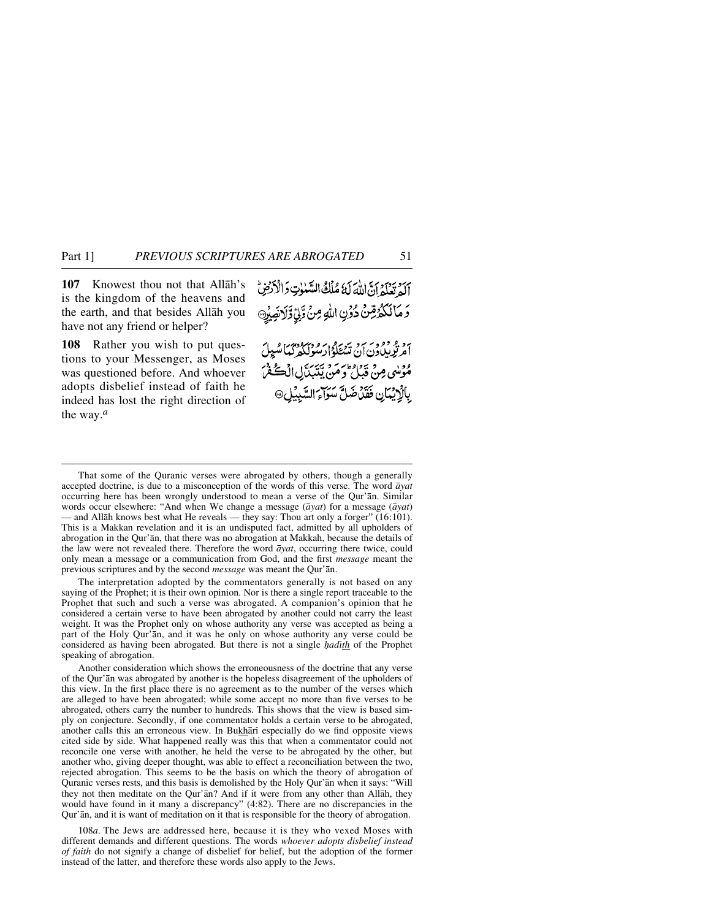**107** Knowest thou not that Allāh's is the kingdom of the heavens and the earth, and that besides Allāh you have not any friend or helper?

أَلَمْ تَعْلَمْ أَنَّ اللَّهَ لَهُ مُلْكُ السَّمٰوٰتِ وَالْأَرْضِ ۗ وَمَا لَكُمْ مِّنْ دُوْنِ اللَّهِ مِنْ وَّلِيٍّ وَّلَا نَصِيْرٍ ﴿١٠٧﴾

**108** Rather you wish to put questions to your Messenger, as Moses was questioned before. And whoever adopts disbelief instead of faith he indeed has lost the right direction of the way.[a]

أَمْ تُرِيْدُوْنَ أَنْ تَسْـَٔلُوْا رَسُوْلَكُمْ كَمَا سُئِلَ مُوْسٰى مِنْ قَبْلُ ۗ وَمَنْ يَّتَبَدَّلِ الْكُفْرَ بِالْإِيْمَانِ فَقَدْ ضَلَّ سَوَآءَ السَّبِيْلِ ﴿١٠٨﴾

---

That some of the Quranic verses were abrogated by others, though a generally accepted doctrine, is due to a misconception of the words of this verse. The word *āyat* occurring here has been wrongly understood to mean a verse of the Qur'ān. Similar words occur elsewhere: "And when We change a message (*āyat*) for a message (*āyat*) — and Allāh knows best what He reveals — they say: Thou art only a forger" (16:101). This is a Makkan revelation and it is an undisputed fact, admitted by all upholders of abrogation in the Qur'ān, that there was no abrogation at Makkah, because the details of the law were not revealed there. Therefore the word *āyat*, occurring there twice, could only mean a message or a communication from God, and the first *message* meant the previous scriptures and by the second *message* was meant the Qur'ān.

The interpretation adopted by the commentators generally is not based on any saying of the Prophet; it is their own opinion. Nor is there a single report traceable to the Prophet that such and such a verse was abrogated. A companion's opinion that he considered a certain verse to have been abrogated by another could not carry the least weight. It was the Prophet only on whose authority any verse was accepted as being a part of the Holy Qur'ān, and it was he only on whose authority any verse could be considered as having been abrogated. But there is not a single *ḥadīth* of the Prophet speaking of abrogation.

Another consideration which shows the erroneousness of the doctrine that any verse of the Qur'ān was abrogated by another is the hopeless disagreement of the upholders of this view. In the first place there is no agreement as to the number of the verses which are alleged to have been abrogated; while some accept no more than five verses to be abrogated, others carry the number to hundreds. This shows that the view is based simply on conjecture. Secondly, if one commentator holds a certain verse to be abrogated, another calls this an erroneous view. In Bukhārī especially do we find opposite views cited side by side. What happened really was this that when a commentator could not reconcile one verse with another, he held the verse to be abrogated by the other, but another who, giving deeper thought, was able to effect a reconciliation between the two, rejected abrogation. This seems to be the basis on which the theory of abrogation of Quranic verses rests, and this basis is demolished by the Holy Qur'ān when it says: "Will they not then meditate on the Qur'ān? And if it were from any other than Allāh, they would have found in it many a discrepancy" (4:82). There are no discrepancies in the Qur'ān, and it is want of meditation on it that is responsible for the theory of abrogation.

108*a*. The Jews are addressed here, because it is they who vexed Moses with different demands and different questions. The words *whoever adopts disbelief instead of faith* do not signify a change of disbelief for belief, but the adoption of the former instead of the latter, and therefore these words also apply to the Jews.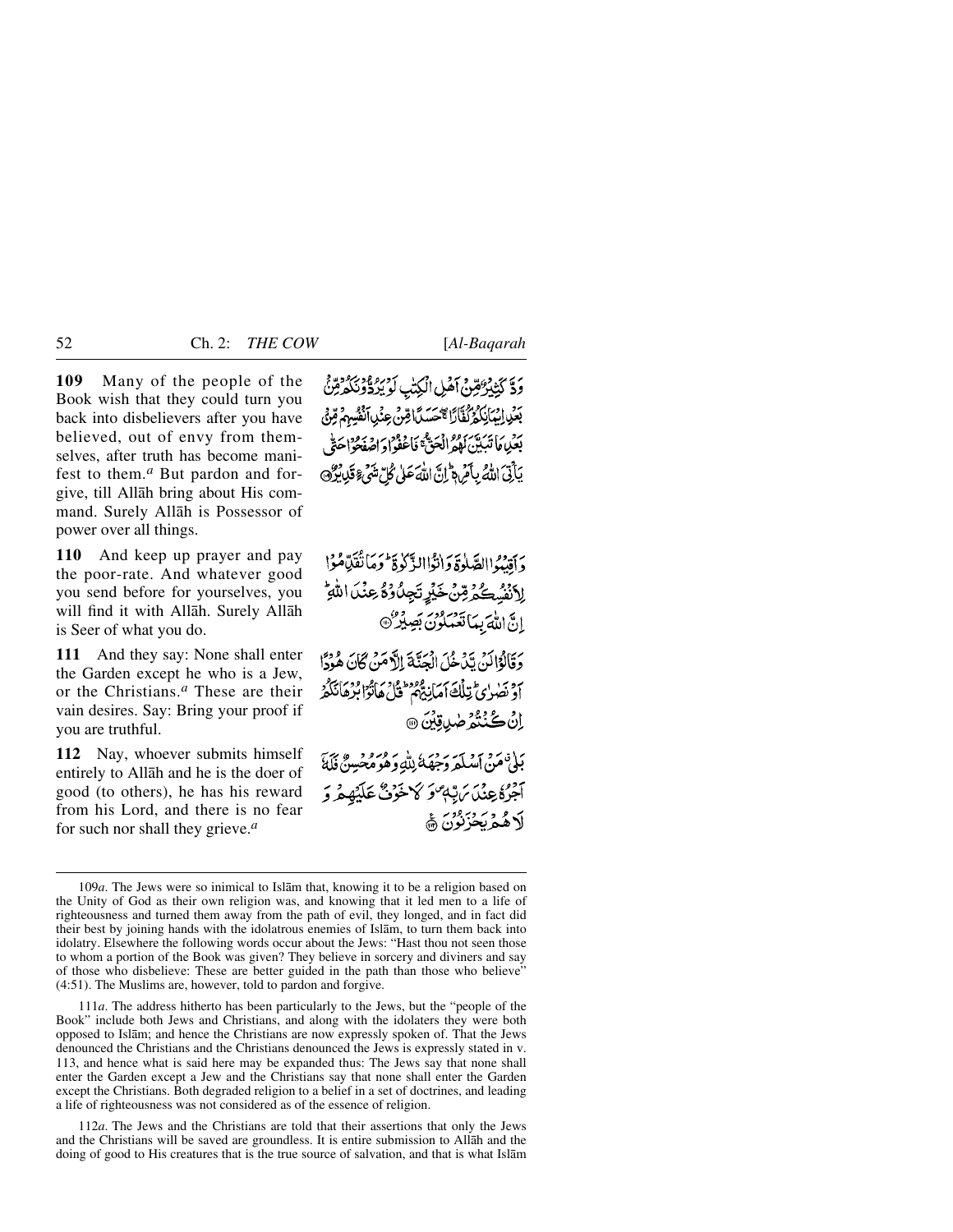**109** Many of the people of the Book wish that they could turn you back into disbelievers after you have believed, out of envy from themselves, after truth has become manifest to them.[a] But pardon and forgive, till Allāh bring about His command. Surely Allāh is Possessor of power over all things.

وَدَّ كَثِيرٌ مِّنْ أَهْلِ الْكِتٰبِ لَوْ يَرُدُّوْنَكُمْ مِّنْۢ بَعْدِ إِيْمَانِكُمْ كُفَّارًا ۚ حَسَدًا مِّنْ عِنْدِ أَنْفُسِهِمْ مِّنْۢ بَعْدِ مَا تَبَيَّنَ لَهُمُ الْحَقُّ ۚ فَاعْفُوْا وَاصْفَحُوْا حَتّٰى يَأْتِيَ اللّٰهُ بِأَمْرِهٖ ۗ إِنَّ اللّٰهَ عَلٰى كُلِّ شَيْءٍ قَدِيْرٌ ﴿۱۰۹﴾

**110** And keep up prayer and pay the poor-rate. And whatever good you send before for yourselves, you will find it with Allāh. Surely Allāh is Seer of what you do.

وَأَقِيْمُوا الصَّلٰوةَ وَاٰتُوا الزَّكٰوةَ ۚ وَمَا تُقَدِّمُوْا لِأَنْفُسِكُمْ مِّنْ خَيْرٍ تَجِدُوْهُ عِنْدَ اللّٰهِ ۗ إِنَّ اللّٰهَ بِمَا تَعْمَلُوْنَ بَصِيْرٌ ﴿۱۱۰﴾

**111** And they say: None shall enter the Garden except he who is a Jew, or the Christians.[a] These are their vain desires. Say: Bring your proof if you are truthful.

وَقَالُوْا لَنْ يَّدْخُلَ الْجَنَّةَ إِلَّا مَنْ كَانَ هُوْدًا أَوْ نَصٰرٰى ۗ تِلْكَ أَمَانِيُّهُمْ ۗ قُلْ هَاتُوْا بُرْهَانَكُمْ إِنْ كُنْتُمْ صٰدِقِيْنَ ﴿۱۱۱﴾

**112** Nay, whoever submits himself entirely to Allāh and he is the doer of good (to others), he has his reward from his Lord, and there is no fear for such nor shall they grieve.[a]

بَلٰى ۚ مَنْ أَسْلَمَ وَجْهَهٗ لِلّٰهِ وَهُوَ مُحْسِنٌ فَلَهٗٓ أَجْرُهٗ عِنْدَ رَبِّهٖ ۪ وَلَا خَوْفٌ عَلَيْهِمْ وَلَا هُمْ يَحْزَنُوْنَ ﴿۱۱۲﴾

---

109*a*. The Jews were so inimical to Islām that, knowing it to be a religion based on the Unity of God as their own religion was, and knowing that it led men to a life of righteousness and turned them away from the path of evil, they longed, and in fact did their best by joining hands with the idolatrous enemies of Islām, to turn them back into idolatry. Elsewhere the following words occur about the Jews: "Hast thou not seen those to whom a portion of the Book was given? They believe in sorcery and diviners and say of those who disbelieve: These are better guided in the path than those who believe" (4:51). The Muslims are, however, told to pardon and forgive.

111*a*. The address hitherto has been particularly to the Jews, but the "people of the Book" include both Jews and Christians, and along with the idolaters they were both opposed to Islām; and hence the Christians are now expressly spoken of. That the Jews denounced the Christians and the Christians denounced the Jews is expressly stated in v. 113, and hence what is said here may be expanded thus: The Jews say that none shall enter the Garden except a Jew and the Christians say that none shall enter the Garden except the Christians. Both degraded religion to a belief in a set of doctrines, and leading a life of righteousness was not considered as of the essence of religion.

112*a*. The Jews and the Christians are told that their assertions that only the Jews and the Christians will be saved are groundless. It is entire submission to Allāh and the doing of good to His creatures that is the true source of salvation, and that is what Islām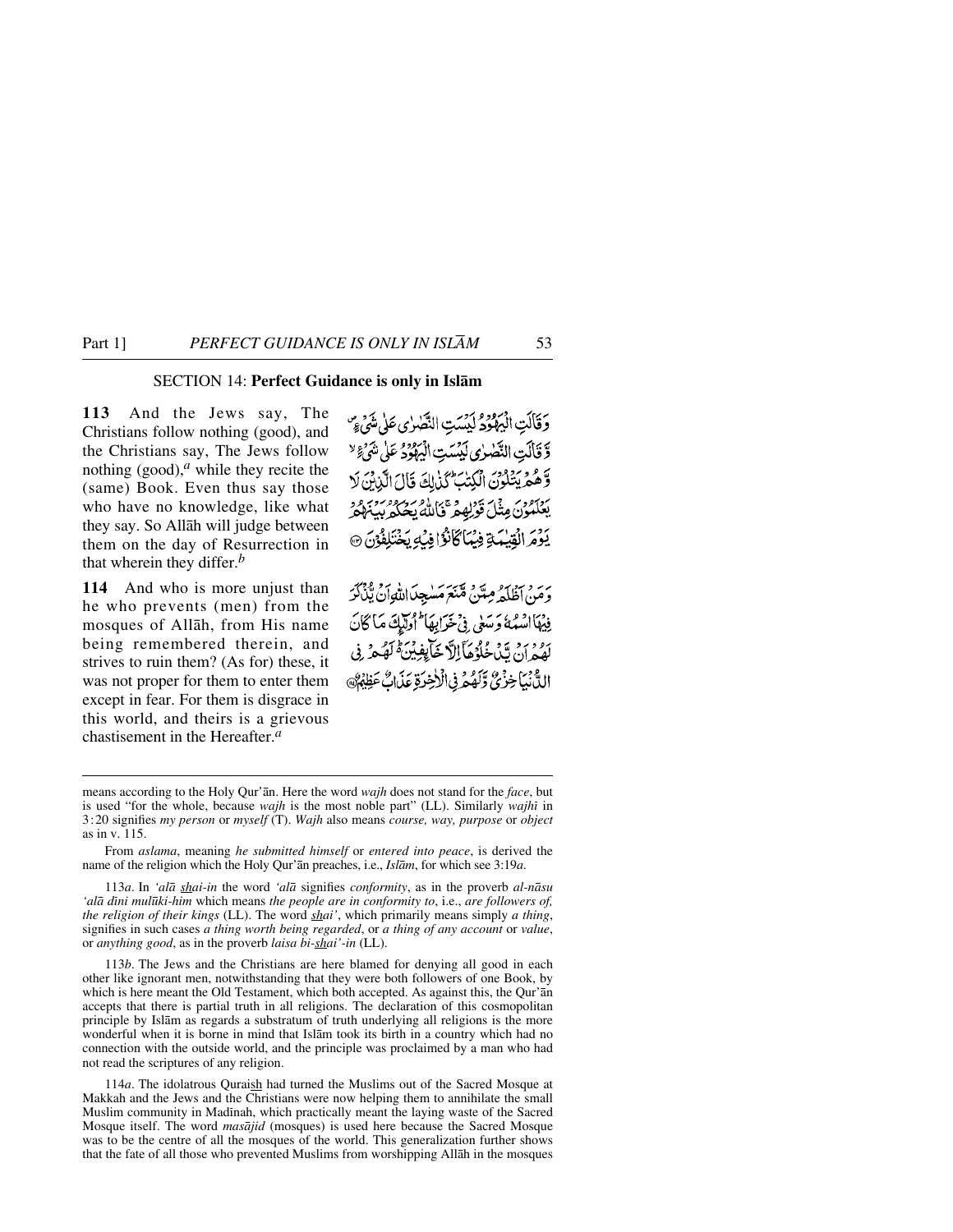## SECTION 14: **Perfect Guidance is only in Islām**

**113** And the Jews say, The Christians follow nothing (good), and the Christians say, The Jews follow nothing (good),[a] while they recite the (same) Book. Even thus say those who have no knowledge, like what they say. So Allāh will judge between them on the day of Resurrection in that wherein they differ.[b]

وَقَالَتِ الْيَهُوْدُ لَيْسَتِ النَّصٰرٰى عَلٰى شَيْءٍ ۖ وَّقَالَتِ النَّصٰرٰى لَيْسَتِ الْيَهُوْدُ عَلٰى شَيْءٍ ۙ وَّهُمْ يَتْلُوْنَ الْكِتٰبَ ۗ كَذٰلِكَ قَالَ الَّذِيْنَ لَا يَعْلَمُوْنَ مِثْلَ قَوْلِهِمْ ۚ فَاللّٰهُ يَحْكُمُ بَيْنَهُمْ يَوْمَ الْقِيٰمَةِ فِيْمَا كَانُوْا فِيْهِ يَخْتَلِفُوْنَ ﴿۱۱۳﴾

**114** And who is more unjust than he who prevents (men) from the mosques of Allāh, from His name being remembered therein, and strives to ruin them? (As for) these, it was not proper for them to enter them except in fear. For them is disgrace in this world, and theirs is a grievous chastisement in the Hereafter.[a]

وَمَنْ اَظْلَمُ مِمَّنْ مَّنَعَ مَسٰجِدَ اللّٰهِ اَنْ يُّذْكَرَ فِيْهَا اسْمُهٗ وَسَعٰى فِيْ خَرَابِهَا ۗ اُولٰٓئِكَ مَا كَانَ لَهُمْ اَنْ يَّدْخُلُوْهَآ اِلَّا خَآئِفِيْنَ ۬ؕ لَهُمْ فِي الدُّنْيَا خِزْيٌ وَّلَهُمْ فِي الْاٰخِرَةِ عَذَابٌ عَظِيْمٌ ﴿۱۱۴﴾

---

means according to the Holy Qur'ān. Here the word *wajh* does not stand for the *face*, but is used "for the whole, because *wajh* is the most noble part" (LL). Similarly *wajhī* in 3:20 signifies *my person* or *myself* (T). *Wajh* also means *course, way, purpose* or *object* as in v. 115.

From *aslama*, meaning *he submitted himself* or *entered into peace*, is derived the name of the religion which the Holy Qur'ān preaches, i.e., *Islām*, for which see 3:19*a*.

113*a*. In *'alā shai-in* the word *'alā* signifies *conformity*, as in the proverb *al-nāsu 'alā dīni mulūki-him* which means *the people are in conformity to*, i.e., *are followers of, the religion of their kings* (LL). The word *shai'*, which primarily means simply *a thing*, signifies in such cases *a thing worth being regarded*, or *a thing of any account* or *value*, or *anything good*, as in the proverb *laisa bi-shai'-in* (LL).

113*b*. The Jews and the Christians are here blamed for denying all good in each other like ignorant men, notwithstanding that they were both followers of one Book, by which is here meant the Old Testament, which both accepted. As against this, the Qur'ān accepts that there is partial truth in all religions. The declaration of this cosmopolitan principle by Islām as regards a substratum of truth underlying all religions is the more wonderful when it is borne in mind that Islām took its birth in a country which had no connection with the outside world, and the principle was proclaimed by a man who had not read the scriptures of any religion.

114*a*. The idolatrous Quraish had turned the Muslims out of the Sacred Mosque at Makkah and the Jews and the Christians were now helping them to annihilate the small Muslim community in Madīnah, which practically meant the laying waste of the Sacred Mosque itself. The word *masājid* (mosques) is used here because the Sacred Mosque was to be the centre of all the mosques of the world. This generalization further shows that the fate of all those who prevented Muslims from worshipping Allāh in the mosques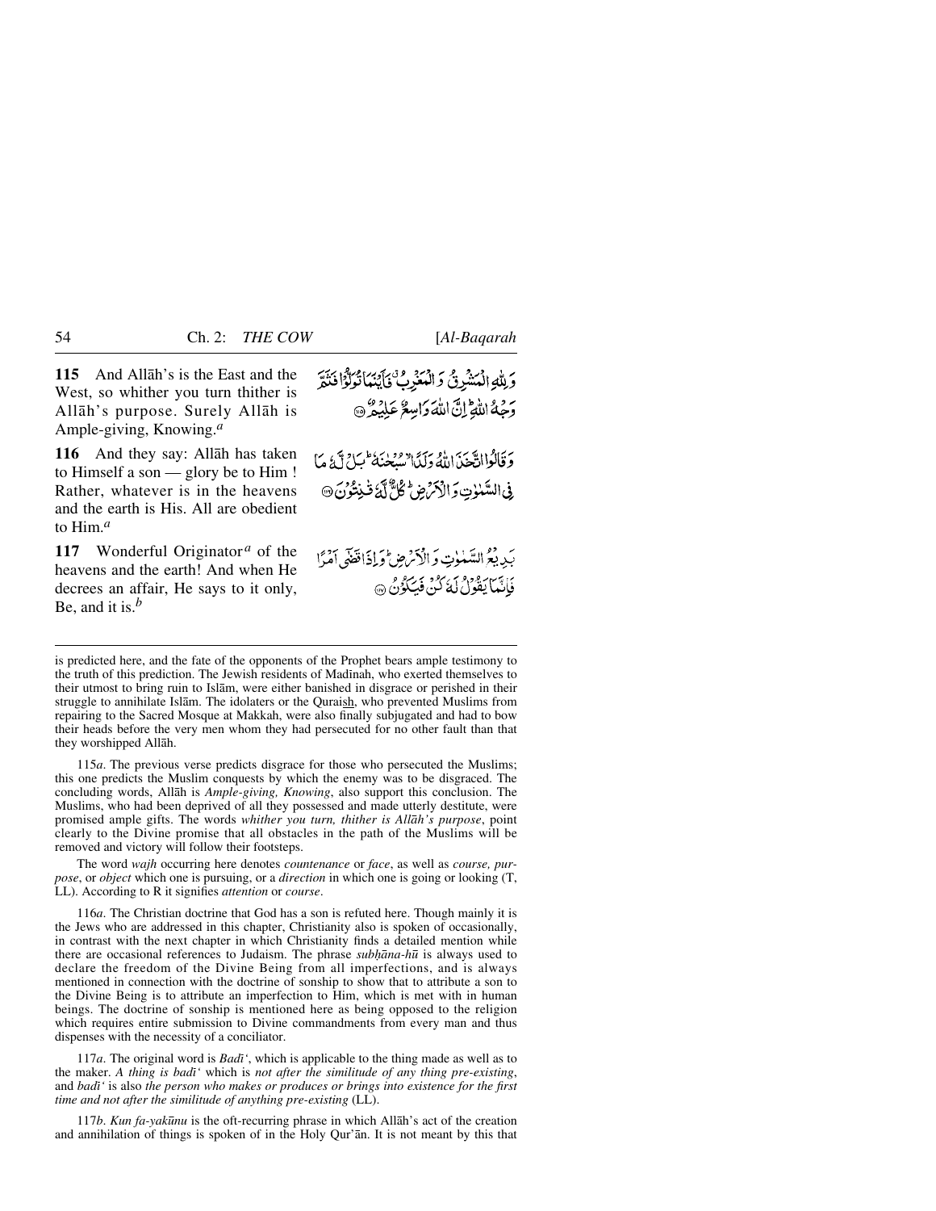**115** And Allāh's is the East and the West, so whither you turn thither is Allāh's purpose. Surely Allāh is Ample-giving, Knowing.[a]

وَلِلّٰهِ الْمَشْرِقُ وَالْمَغْرِبُ ۚ فَاَيْنَمَا تُوَلُّوْا فَثَمَّ وَجْهُ اللّٰهِ ؕ اِنَّ اللّٰهَ وَاسِعٌ عَلِيْمٌ ﴿۱۱۵﴾

**116** And they say: Allāh has taken to Himself a son — glory be to Him ! Rather, whatever is in the heavens and the earth is His. All are obedient to Him.[a]

وَقَالُوا اتَّخَذَ اللّٰهُ وَلَدًا ۙ سُبْحٰنَهٗ ؕ بَلْ لَّهٗ مَا فِی السَّمٰوٰتِ وَالْاَرْضِ ؕ كُلٌّ لَّهٗ قٰنِتُوْنَ ﴿۱۱۶﴾

**117** Wonderful Originator[a] of the heavens and the earth! And when He decrees an affair, He says to it only, Be, and it is.[b]

بَدِیْعُ السَّمٰوٰتِ وَالْاَرْضِ ؕ وَاِذَا قَضٰۤی اَمْرًا فَاِنَّمَا یَقُوْلُ لَهٗ كُنْ فَیَكُوْنُ ﴿۱۱۷﴾

---

is predicted here, and the fate of the opponents of the Prophet bears ample testimony to the truth of this prediction. The Jewish residents of Madīnah, who exerted themselves to their utmost to bring ruin to Islām, were either banished in disgrace or perished in their struggle to annihilate Islām. The idolaters or the Quraish, who prevented Muslims from repairing to the Sacred Mosque at Makkah, were also finally subjugated and had to bow their heads before the very men whom they had persecuted for no other fault than that they worshipped Allāh.

115*a*. The previous verse predicts disgrace for those who persecuted the Muslims; this one predicts the Muslim conquests by which the enemy was to be disgraced. The concluding words, Allāh is *Ample-giving, Knowing*, also support this conclusion. The Muslims, who had been deprived of all they possessed and made utterly destitute, were promised ample gifts. The words *whither you turn, thither is Allāh's purpose*, point clearly to the Divine promise that all obstacles in the path of the Muslims will be removed and victory will follow their footsteps.

The word *wajh* occurring here denotes *countenance* or *face*, as well as *course, purpose*, or *object* which one is pursuing, or a *direction* in which one is going or looking (T, LL). According to R it signifies *attention* or *course*.

116*a*. The Christian doctrine that God has a son is refuted here. Though mainly it is the Jews who are addressed in this chapter, Christianity also is spoken of occasionally, in contrast with the next chapter in which Christianity finds a detailed mention while there are occasional references to Judaism. The phrase *subḥāna-hū* is always used to declare the freedom of the Divine Being from all imperfections, and is always mentioned in connection with the doctrine of sonship to show that to attribute a son to the Divine Being is to attribute an imperfection to Him, which is met with in human beings. The doctrine of sonship is mentioned here as being opposed to the religion which requires entire submission to Divine commandments from every man and thus dispenses with the necessity of a conciliator.

117*a*. The original word is *Badī'*, which is applicable to the thing made as well as to the maker. *A thing is badī'* which is *not after the similitude of any thing pre-existing*, and *badī'* is also *the person who makes or produces or brings into existence for the first time and not after the similitude of anything pre-existing* (LL).

117*b*. *Kun fa-yakūnu* is the oft-recurring phrase in which Allāh's act of the creation and annihilation of things is spoken of in the Holy Qur'ān. It is not meant by this that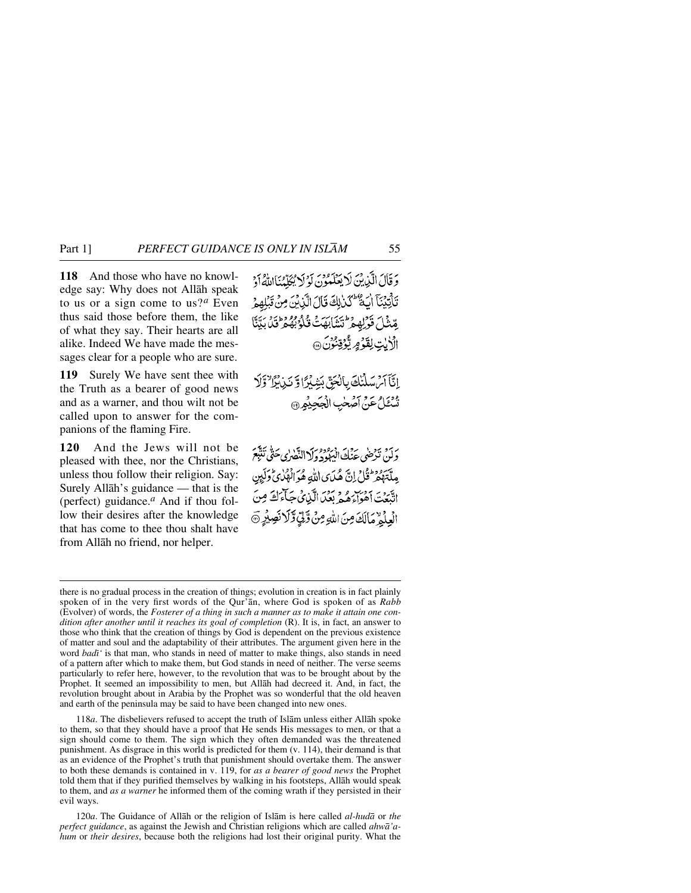**118** And those who have no knowledge say: Why does not Allāh speak to us or a sign come to us?[a] Even thus said those before them, the like of what they say. Their hearts are all alike. Indeed We have made the messages clear for a people who are sure.

وَقَالَ الَّذِينَ لَا يَعْلَمُونَ لَوْلَا يُكَلِّمُنَا اللَّهُ أَوْ تَأْتِينَا آيَةٌ ۗ كَذَٰلِكَ قَالَ الَّذِينَ مِن قَبْلِهِم مِّثْلَ قَوْلِهِمْ ۘ تَشَابَهَتْ قُلُوبُهُمْ ۗ قَدْ بَيَّنَّا الْآيَاتِ لِقَوْمٍ يُوقِنُونَ ﴿١١٨﴾

**119** Surely We have sent thee with the Truth as a bearer of good news and as a warner, and thou wilt not be called upon to answer for the companions of the flaming Fire.

إِنَّا أَرْسَلْنَاكَ بِالْحَقِّ بَشِيرًا وَنَذِيرًا ۖ وَلَا تُسْأَلُ عَنْ أَصْحَابِ الْجَحِيمِ ﴿١١٩﴾

**120** And the Jews will not be pleased with thee, nor the Christians, unless thou follow their religion. Say: Surely Allāh's guidance — that is the (perfect) guidance.[a] And if thou follow their desires after the knowledge that has come to thee thou shalt have from Allāh no friend, nor helper.

وَلَن تَرْضَىٰ عَنكَ الْيَهُودُ وَلَا النَّصَارَىٰ حَتَّىٰ تَتَّبِعَ مِلَّتَهُمْ ۗ قُلْ إِنَّ هُدَى اللَّهِ هُوَ الْهُدَىٰ ۗ وَلَئِنِ اتَّبَعْتَ أَهْوَاءَهُم بَعْدَ الَّذِي جَاءَكَ مِنَ الْعِلْمِ ۙ مَا لَكَ مِنَ اللَّهِ مِن وَلِيٍّ وَلَا نَصِيرٍ ﴿١٢٠﴾

---

there is no gradual process in the creation of things; evolution in creation is in fact plainly spoken of in the very first words of the Qur'ān, where God is spoken of as *Rabb* (Evolver) of words, the *Fosterer of a thing in such a manner as to make it attain one condition after another until it reaches its goal of completion* (R). It is, in fact, an answer to those who think that the creation of things by God is dependent on the previous existence of matter and soul and the adaptability of their attributes. The argument given here in the word *badī'* is that man, who stands in need of matter to make things, also stands in need of a pattern after which to make them, but God stands in need of neither. The verse seems particularly to refer here, however, to the revolution that was to be brought about by the Prophet. It seemed an impossibility to men, but Allāh had decreed it. And, in fact, the revolution brought about in Arabia by the Prophet was so wonderful that the old heaven and earth of the peninsula may be said to have been changed into new ones.

118*a*. The disbelievers refused to accept the truth of Islām unless either Allāh spoke to them, so that they should have a proof that He sends His messages to men, or that a sign should come to them. The sign which they often demanded was the threatened punishment. As disgrace in this world is predicted for them (v. 114), their demand is that as an evidence of the Prophet's truth that punishment should overtake them. The answer to both these demands is contained in v. 119, for *as a bearer of good news* the Prophet told them that if they purified themselves by walking in his footsteps, Allāh would speak to them, and *as a warner* he informed them of the coming wrath if they persisted in their evil ways.

120*a*. The Guidance of Allāh or the religion of Islām is here called *al-hudā* or *the perfect guidance*, as against the Jewish and Christian religions which are called *ahwā'a-hum* or *their desires*, because both the religions had lost their original purity. What the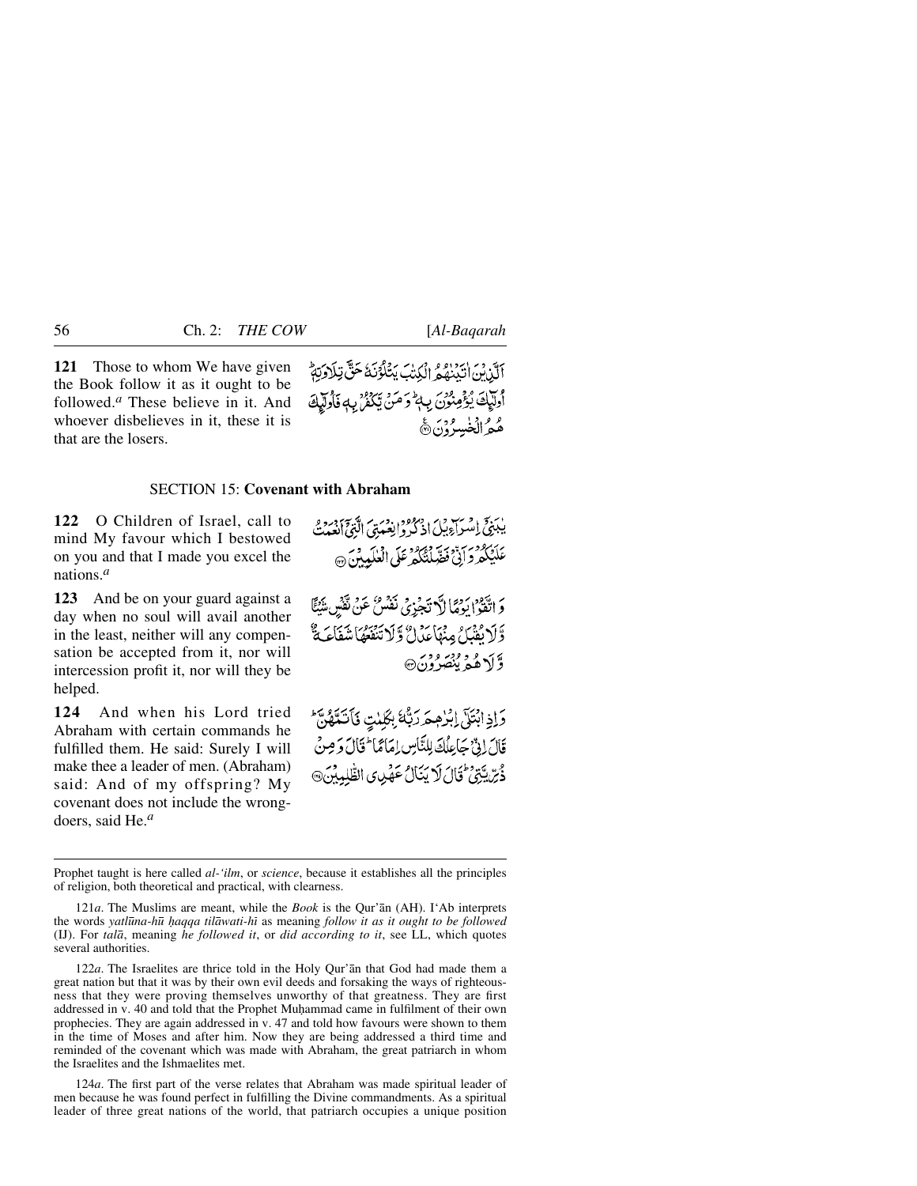**121** Those to whom We have given the Book follow it as it ought to be followed.[a] These believe in it. And whoever disbelieves in it, these it is that are the losers.

اَلَّذِيْنَ اٰتَيْنٰهُمُ الْكِتٰبَ يَتْلُوْنَهٗ حَقَّ تِلَاوَتِهٖ ؕ اُولٰٓئِكَ يُؤْمِنُوْنَ بِهٖ ؕ وَمَنْ يَّكْفُرْ بِهٖ فَاُولٰٓئِكَ هُمُ الْخٰسِرُوْنَ ﴿۱۲۱﴾

## SECTION 15: Covenant with Abraham

**122** O Children of Israel, call to mind My favour which I bestowed on you and that I made you excel the nations.[a]

يٰبَنِيْٓ اِسْرَآءِيْلَ اذْكُرُوْا نِعْمَتِيَ الَّتِيْٓ اَنْعَمْتُ عَلَيْكُمْ وَاَنِّيْ فَضَّلْتُكُمْ عَلَى الْعٰلَمِيْنَ ﴿۱۲۲﴾

**123** And be on your guard against a day when no soul will avail another in the least, neither will any compensation be accepted from it, nor will intercession profit it, nor will they be helped.

وَاتَّقُوْا يَوْمًا لَّا تَجْزِيْ نَفْسٌ عَنْ نَّفْسٍ شَيْـًٔا وَّلَا يُقْبَلُ مِنْهَا عَدْلٌ وَّلَا تَنْفَعُهَا شَفَاعَةٌ وَّلَا هُمْ يُنْصَرُوْنَ ﴿۱۲۳﴾

**124** And when his Lord tried Abraham with certain commands he fulfilled them. He said: Surely I will make thee a leader of men. (Abraham) said: And of my offspring? My covenant does not include the wrongdoers, said He.[a]

وَاِذِ ابْتَلٰٓى اِبْرٰهٖمَ رَبُّهٗ بِكَلِمٰتٍ فَاَتَمَّهُنَّ ؕ قَالَ اِنِّيْ جَاعِلُكَ لِلنَّاسِ اِمَامًا ؕ قَالَ وَمِنْ ذُرِّيَّتِيْ ؕ قَالَ لَا يَنَالُ عَهْدِي الظّٰلِمِيْنَ ﴿۱۲۴﴾

---

Prophet taught is here called *al-'ilm*, or *science*, because it establishes all the principles of religion, both theoretical and practical, with clearness.

121*a*. The Muslims are meant, while the *Book* is the Qur'ān (AH). I'Ab interprets the words *yatlūna-hū ḥaqqa tilāwati-hī* as meaning *follow it as it ought to be followed* (IJ). For *talā*, meaning *he followed it*, or *did according to it*, see LL, which quotes several authorities.

122*a*. The Israelites are thrice told in the Holy Qur'ān that God had made them a great nation but that it was by their own evil deeds and forsaking the ways of righteousness that they were proving themselves unworthy of that greatness. They are first addressed in v. 40 and told that the Prophet Muḥammad came in fulfilment of their own prophecies. They are again addressed in v. 47 and told how favours were shown to them in the time of Moses and after him. Now they are being addressed a third time and reminded of the covenant which was made with Abraham, the great patriarch in whom the Israelites and the Ishmaelites met.

124*a*. The first part of the verse relates that Abraham was made spiritual leader of men because he was found perfect in fulfilling the Divine commandments. As a spiritual leader of three great nations of the world, that patriarch occupies a unique position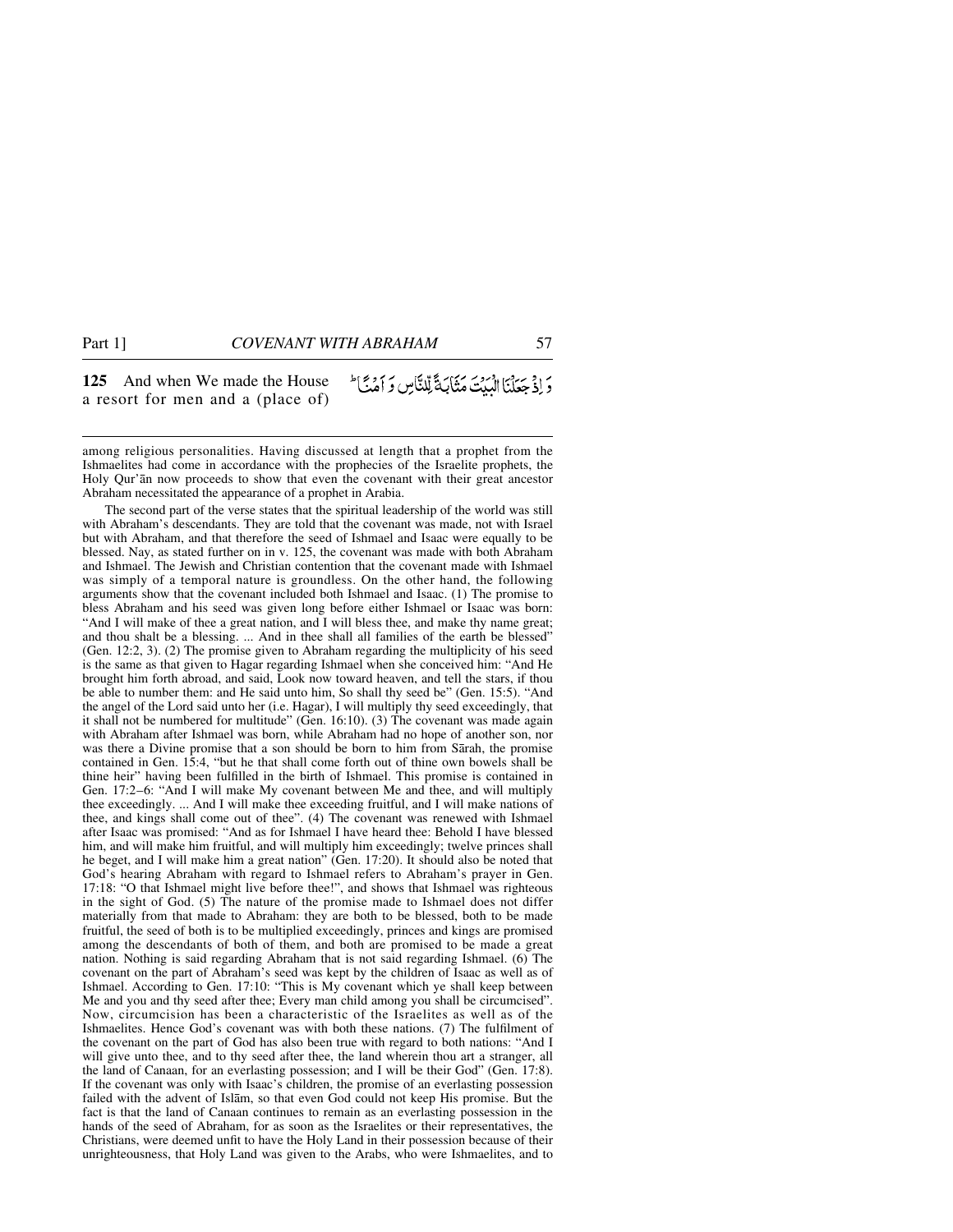**125** And when We made the House a resort for men and a (place of)

وَ اِذۡ جَعَلۡنَا الۡبَیۡتَ مَثَابَۃً لِّلنَّاسِ وَ اَمۡنًا ؕ

---

among religious personalities. Having discussed at length that a prophet from the Ishmaelites had come in accordance with the prophecies of the Israelite prophets, the Holy Qur'ān now proceeds to show that even the covenant with their great ancestor Abraham necessitated the appearance of a prophet in Arabia.

The second part of the verse states that the spiritual leadership of the world was still with Abraham's descendants. They are told that the covenant was made, not with Israel but with Abraham, and that therefore the seed of Ishmael and Isaac were equally to be blessed. Nay, as stated further on in v. 125, the covenant was made with both Abraham and Ishmael. The Jewish and Christian contention that the covenant made with Ishmael was simply of a temporal nature is groundless. On the other hand, the following arguments show that the covenant included both Ishmael and Isaac. (1) The promise to bless Abraham and his seed was given long before either Ishmael or Isaac was born: "And I will make of thee a great nation, and I will bless thee, and make thy name great; and thou shalt be a blessing. ... And in thee shall all families of the earth be blessed" (Gen. 12:2, 3). (2) The promise given to Abraham regarding the multiplicity of his seed is the same as that given to Hagar regarding Ishmael when she conceived him: "And He brought him forth abroad, and said, Look now toward heaven, and tell the stars, if thou be able to number them: and He said unto him, So shall thy seed be" (Gen. 15:5). "And the angel of the Lord said unto her (i.e. Hagar), I will multiply thy seed exceedingly, that it shall not be numbered for multitude" (Gen. 16:10). (3) The covenant was made again with Abraham after Ishmael was born, while Abraham had no hope of another son, nor was there a Divine promise that a son should be born to him from Sārah, the promise contained in Gen. 15:4, "but he that shall come forth out of thine own bowels shall be thine heir" having been fulfilled in the birth of Ishmael. This promise is contained in Gen. 17:2–6: "And I will make My covenant between Me and thee, and will multiply thee exceedingly. ... And I will make thee exceeding fruitful, and I will make nations of thee, and kings shall come out of thee". (4) The covenant was renewed with Ishmael after Isaac was promised: "And as for Ishmael I have heard thee: Behold I have blessed him, and will make him fruitful, and will multiply him exceedingly; twelve princes shall he beget, and I will make him a great nation" (Gen. 17:20). It should also be noted that God's hearing Abraham with regard to Ishmael refers to Abraham's prayer in Gen. 17:18: "O that Ishmael might live before thee!", and shows that Ishmael was righteous in the sight of God. (5) The nature of the promise made to Ishmael does not differ materially from that made to Abraham: they are both to be blessed, both to be made fruitful, the seed of both is to be multiplied exceedingly, princes and kings are promised among the descendants of both of them, and both are promised to be made a great nation. Nothing is said regarding Abraham that is not said regarding Ishmael. (6) The covenant on the part of Abraham's seed was kept by the children of Isaac as well as of Ishmael. According to Gen. 17:10: "This is My covenant which ye shall keep between Me and you and thy seed after thee; Every man child among you shall be circumcised". Now, circumcision has been a characteristic of the Israelites as well as of the Ishmaelites. Hence God's covenant was with both these nations. (7) The fulfilment of the covenant on the part of God has also been true with regard to both nations: "And I will give unto thee, and to thy seed after thee, the land wherein thou art a stranger, all the land of Canaan, for an everlasting possession; and I will be their God" (Gen. 17:8). If the covenant was only with Isaac's children, the promise of an everlasting possession failed with the advent of Islām, so that even God could not keep His promise. But the fact is that the land of Canaan continues to remain as an everlasting possession in the hands of the seed of Abraham, for as soon as the Israelites or their representatives, the Christians, were deemed unfit to have the Holy Land in their possession because of their unrighteousness, that Holy Land was given to the Arabs, who were Ishmaelites, and to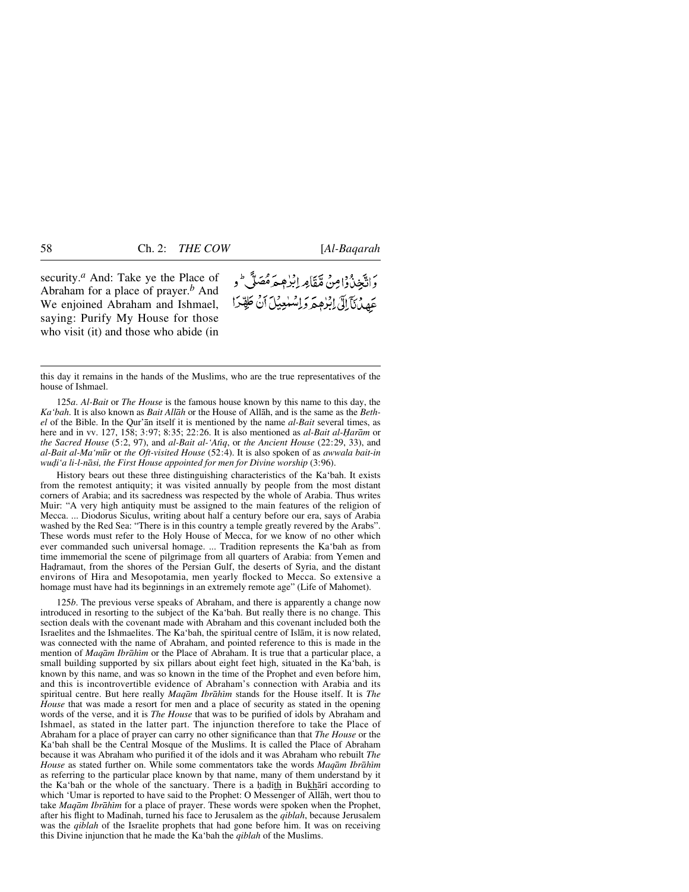security.[a] And: Take ye the Place of Abraham for a place of prayer.[b] And We enjoined Abraham and Ishmael, saying: Purify My House for those who visit (it) and those who abide (in

وَاتَّخِذُوْا مِنْ مَّقَامِ اِبْرٰهٖمَ مُصَلًّى ؕ وَ عَهِدْنَاۤ اِلٰۤى اِبْرٰهٖمَ وَ اِسْمٰعِيْلَ اَنْ طَهِّرَا

---

this day it remains in the hands of the Muslims, who are the true representatives of the house of Ishmael.

125*a*. *Al-Bait* or *The House* is the famous house known by this name to this day, the *Ka'bah*. It is also known as *Bait Allāh* or the House of Allāh, and is the same as the *Bethel* of the Bible. In the Qur'ān itself it is mentioned by the name *al-Bait* several times, as here and in vv. 127, 158; 3:97; 8:35; 22:26. It is also mentioned as *al-Bait al-Ḥarām* or *the Sacred House* (5:2, 97), and *al-Bait al-'Atīq*, or *the Ancient House* (22:29, 33), and *al-Bait al-Ma'mūr* or *the Oft-visited House* (52:4). It is also spoken of as *awwala bait-in wuḍi'a li-l-nāsi, the First House appointed for men for Divine worship* (3:96).

History bears out these three distinguishing characteristics of the Ka'bah. It exists from the remotest antiquity; it was visited annually by people from the most distant corners of Arabia; and its sacredness was respected by the whole of Arabia. Thus writes Muir: "A very high antiquity must be assigned to the main features of the religion of Mecca. ... Diodorus Siculus, writing about half a century before our era, says of Arabia washed by the Red Sea: "There is in this country a temple greatly revered by the Arabs". These words must refer to the Holy House of Mecca, for we know of no other which ever commanded such universal homage. ... Tradition represents the Ka'bah as from time immemorial the scene of pilgrimage from all quarters of Arabia: from Yemen and Haḍramaut, from the shores of the Persian Gulf, the deserts of Syria, and the distant environs of Hira and Mesopotamia, men yearly flocked to Mecca. So extensive a homage must have had its beginnings in an extremely remote age" (Life of Mahomet).

125*b*. The previous verse speaks of Abraham, and there is apparently a change now introduced in resorting to the subject of the Ka'bah. But really there is no change. This section deals with the covenant made with Abraham and this covenant included both the Israelites and the Ishmaelites. The Ka'bah, the spiritual centre of Islām, it is now related, was connected with the name of Abraham, and pointed reference to this is made in the mention of *Maqām Ibrāhīm* or the Place of Abraham. It is true that a particular place, a small building supported by six pillars about eight feet high, situated in the Ka'bah, is known by this name, and was so known in the time of the Prophet and even before him, and this is incontrovertible evidence of Abraham's connection with Arabia and its spiritual centre. But here really *Maqām Ibrāhīm* stands for the House itself. It is *The House* that was made a resort for men and a place of security as stated in the opening words of the verse, and it is *The House* that was to be purified of idols by Abraham and Ishmael, as stated in the latter part. The injunction therefore to take the Place of Abraham for a place of prayer can carry no other significance than that *The House* or the Ka'bah shall be the Central Mosque of the Muslims. It is called the Place of Abraham because it was Abraham who purified it of the idols and it was Abraham who rebuilt *The House* as stated further on. While some commentators take the words *Maqām Ibrāhīm* as referring to the particular place known by that name, many of them understand by it the Ka'bah or the whole of the sanctuary. There is a ḥadīth in Bukhārī according to which 'Umar is reported to have said to the Prophet: O Messenger of Allāh, wert thou to take *Maqām Ibrāhīm* for a place of prayer. These words were spoken when the Prophet, after his flight to Madīnah, turned his face to Jerusalem as the *qiblah*, because Jerusalem was the *qiblah* of the Israelite prophets that had gone before him. It was on receiving this Divine injunction that he made the Ka'bah the *qiblah* of the Muslims.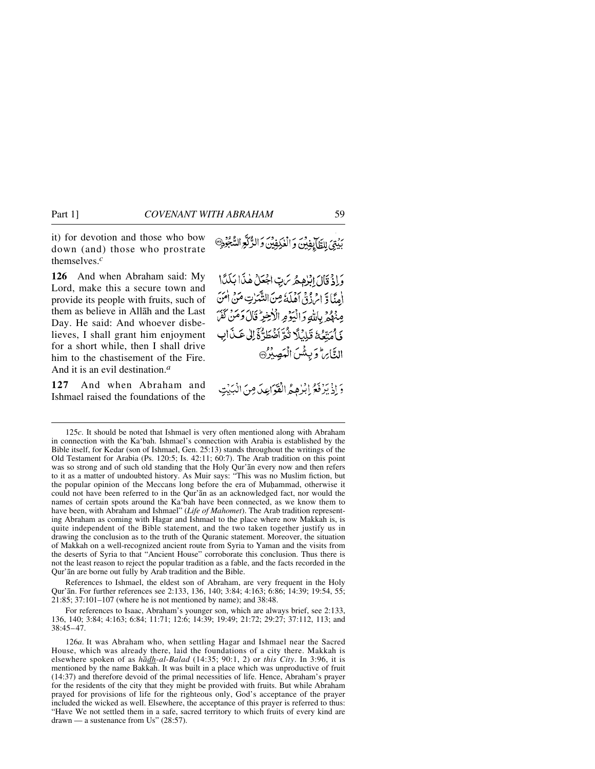it) for devotion and those who bow down (and) those who prostrate themselves.[c]

بَيْتِيَ لِلطَّآئِفِيْنَ وَ الْعٰكِفِيْنَ وَ الرُّكَّعِ السُّجُوْدِ

**126** And when Abraham said: My Lord, make this a secure town and provide its people with fruits, such of them as believe in Allāh and the Last Day. He said: And whoever disbelieves, I shall grant him enjoyment for a short while, then I shall drive him to the chastisement of the Fire. And it is an evil destination.[a]

وَ اِذْ قَالَ اِبْرٰهٖمُ رَبِّ اجْعَلْ هٰذَا بَلَدًا اٰمِنًا وَّ ارْزُقْ اَهْلَهٗ مِنَ الثَّمَرٰتِ مَنْ اٰمَنَ مِنْهُمْ بِاللّٰهِ وَ الْيَوْمِ الْاٰخِرِ ؕ قَالَ وَ مَنْ كَفَرَ فَاُمَتِّعُهٗ قَلِيْلًا ثُمَّ اَضْطَرُّهٗۤ اِلٰى عَذَابِ النَّارِ ؕ وَ بِئْسَ الْمَصِيْرُ

**127** And when Abraham and Ishmael raised the foundations of the

وَ اِذْ يَرْفَعُ اِبْرٰهٖمُ الْقَوَاعِدَ مِنَ الْبَيْتِ

---

125*c*. It should be noted that Ishmael is very often mentioned along with Abraham in connection with the Ka'bah. Ishmael's connection with Arabia is established by the Bible itself, for Kedar (son of Ishmael, Gen. 25:13) stands throughout the writings of the Old Testament for Arabia (Ps. 120:5; Is. 42:11; 60:7). The Arab tradition on this point was so strong and of such old standing that the Holy Qur'ān every now and then refers to it as a matter of undoubted history. As Muir says: "This was no Muslim fiction, but the popular opinion of the Meccans long before the era of Muḥammad, otherwise it could not have been referred to in the Qur'ān as an acknowledged fact, nor would the names of certain spots around the Ka'bah have been connected, as we know them to have been, with Abraham and Ishmael" (*Life of Mahomet*). The Arab tradition representing Abraham as coming with Hagar and Ishmael to the place where now Makkah is, is quite independent of the Bible statement, and the two taken together justify us in drawing the conclusion as to the truth of the Quranic statement. Moreover, the situation of Makkah on a well-recognized ancient route from Syria to Yaman and the visits from the deserts of Syria to that "Ancient House" corroborate this conclusion. Thus there is not the least reason to reject the popular tradition as a fable, and the facts recorded in the Qur'ān are borne out fully by Arab tradition and the Bible.

References to Ishmael, the eldest son of Abraham, are very frequent in the Holy Qur'ān. For further references see 2:133, 136, 140; 3:84; 4:163; 6:86; 14:39; 19:54, 55; 21:85; 37:101–107 (where he is not mentioned by name); and 38:48.

For references to Isaac, Abraham's younger son, which are always brief, see 2:133, 136, 140; 3:84; 4:163; 6:84; 11:71; 12:6; 14:39; 19:49; 21:72; 29:27; 37:112, 113; and 38:45–47.

126*a*. It was Abraham who, when settling Hagar and Ishmael near the Sacred House, which was already there, laid the foundations of a city there. Makkah is elsewhere spoken of as *hādh-al-Balad* (14:35; 90:1, 2) or *this City*. In 3:96, it is mentioned by the name Bakkah. It was built in a place which was unproductive of fruit (14:37) and therefore devoid of the primal necessities of life. Hence, Abraham's prayer for the residents of the city that they might be provided with fruits. But while Abraham prayed for provisions of life for the righteous only, God's acceptance of the prayer included the wicked as well. Elsewhere, the acceptance of this prayer is referred to thus: "Have We not settled them in a safe, sacred territory to which fruits of every kind are drawn — a sustenance from Us" (28:57).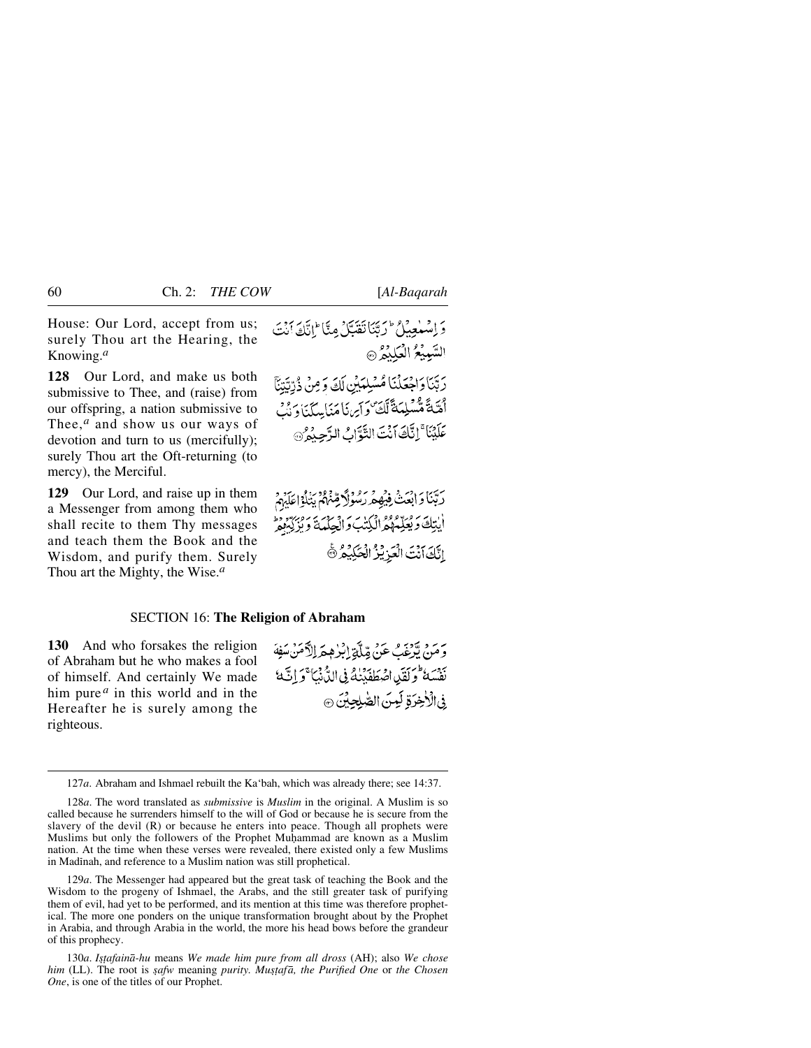House: Our Lord, accept from us; surely Thou art the Hearing, the Knowing.[a]

وَ اِسۡمٰعِيۡلُ ؕ رَبَّنَا تَقَبَّلۡ مِنَّا ؕ اِنَّكَ اَنۡتَ السَّمِيۡعُ الۡعَلِيۡمُ ﴿۱۲۷﴾

**128** Our Lord, and make us both submissive to Thee, and (raise) from our offspring, a nation submissive to Thee,[a] and show us our ways of devotion and turn to us (mercifully); surely Thou art the Oft-returning (to mercy), the Merciful.

رَبَّنَا وَاجۡعَلۡنَا مُسۡلِمَيۡنِ لَكَ وَ مِنۡ ذُرِّيَّتِنَآ اُمَّةً مُّسۡلِمَةً لَّكَ ۪ وَاَرِنَا مَنَاسِكَنَا وَتُبۡ عَلَيۡنَا ۚ اِنَّكَ اَنۡتَ التَّوَّابُ الرَّحِيۡمُ ﴿۱۲۸﴾

**129** Our Lord, and raise up in them a Messenger from among them who shall recite to them Thy messages and teach them the Book and the Wisdom, and purify them. Surely Thou art the Mighty, the Wise.[a]

رَبَّنَا وَابۡعَثۡ فِيۡهِمۡ رَسُوۡلًا مِّنۡهُمۡ يَتۡلُوۡا عَلَيۡهِمۡ اٰيٰتِكَ وَيُعَلِّمُهُمُ الۡكِتٰبَ وَالۡحِكۡمَةَ وَيُزَكِّيۡهِمۡ ؕ اِنَّكَ اَنۡتَ الۡعَزِيۡزُ الۡحَكِيۡمُ ﴿۱۲۹﴾

## SECTION 16: **The Religion of Abraham**

**130** And who forsakes the religion of Abraham but he who makes a fool of himself. And certainly We made him pure[a] in this world and in the Hereafter he is surely among the righteous.

وَمَنۡ يَّرۡغَبُ عَنۡ مِّلَّةِ اِبۡرٰهٖمَ اِلَّا مَنۡ سَفِهَ نَفۡسَهٗ ؕ وَلَقَدِ اصۡطَفَيۡنٰهُ فِى الدُّنۡيَا ۚ وَاِنَّهٗ فِى الۡاٰخِرَةِ لَمِنَ الصّٰلِحِيۡنَ ﴿۱۳۰﴾

---

127*a*. Abraham and Ishmael rebuilt the Ka'bah, which was already there; see 14:37.

128*a*. The word translated as *submissive* is *Muslim* in the original. A Muslim is so called because he surrenders himself to the will of God or because he is secure from the slavery of the devil (R) or because he enters into peace. Though all prophets were Muslims but only the followers of the Prophet Muḥammad are known as a Muslim nation. At the time when these verses were revealed, there existed only a few Muslims in Madinah, and reference to a Muslim nation was still prophetical.

129*a*. The Messenger had appeared but the great task of teaching the Book and the Wisdom to the progeny of Ishmael, the Arabs, and the still greater task of purifying them of evil, had yet to be performed, and its mention at this time was therefore prophetical. The more one ponders on the unique transformation brought about by the Prophet in Arabia, and through Arabia in the world, the more his head bows before the grandeur of this prophecy.

130*a*. *Iṣṭafainā-hu* means *We made him pure from all dross* (AH); also *We chose him* (LL). The root is *ṣafw* meaning *purity*. *Muṣṭafā, the Purified One* or *the Chosen One*, is one of the titles of our Prophet.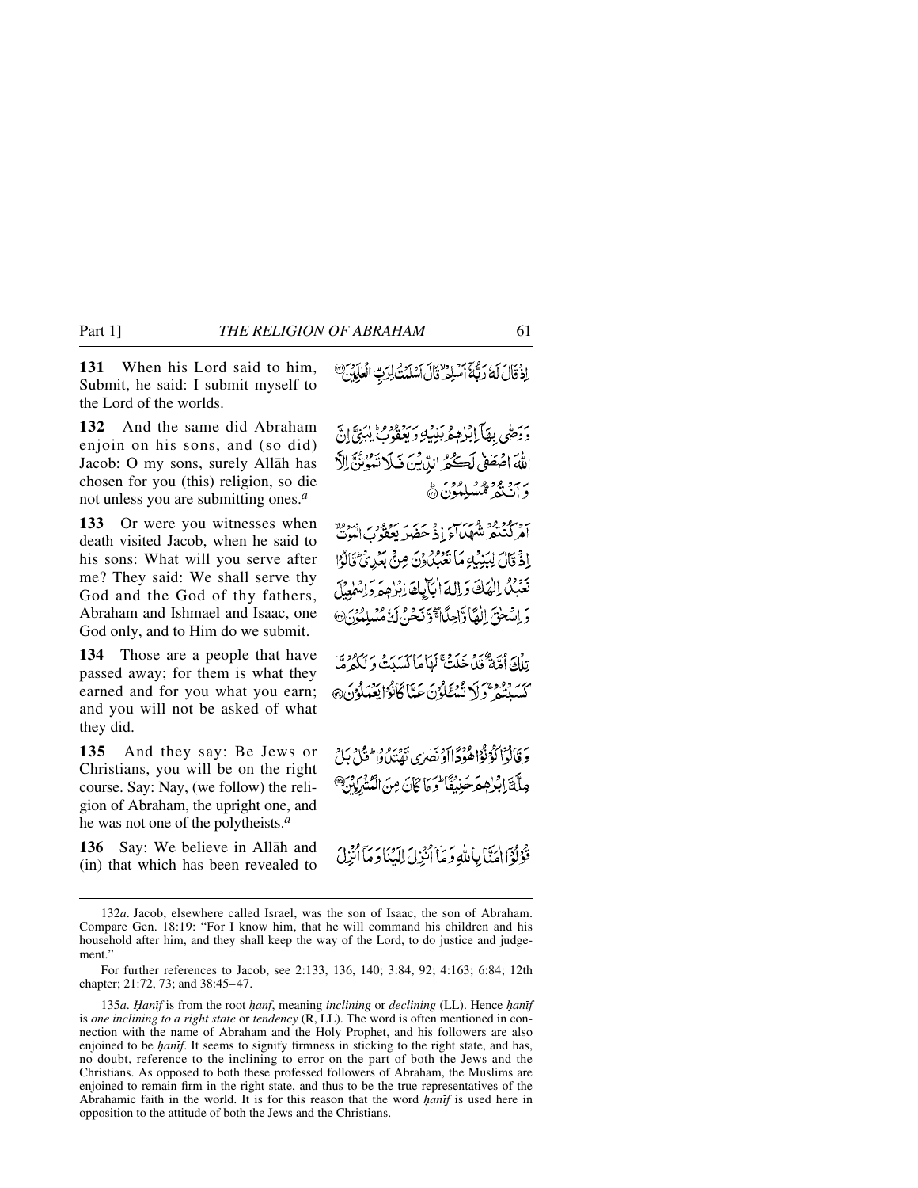**131** When his Lord said to him, Submit, he said: I submit myself to the Lord of the worlds.

إِذْ قَالَ لَهُ رَبُّهُ أَسْلِمْ ۖ قَالَ أَسْلَمْتُ لِرَبِّ الْعَالَمِينَ

**132** And the same did Abraham enjoin on his sons, and (so did) Jacob: O my sons, surely Allāh has chosen for you (this) religion, so die not unless you are submitting ones.*a*

وَوَصَّىٰ بِهَا إِبْرَاهِيمُ بَنِيهِ وَيَعْقُوبُ يَا بَنِيَّ إِنَّ اللَّهَ اصْطَفَىٰ لَكُمُ الدِّينَ فَلَا تَمُوتُنَّ إِلَّا وَأَنتُم مُّسْلِمُونَ

**133** Or were you witnesses when death visited Jacob, when he said to his sons: What will you serve after me? They said: We shall serve thy God and the God of thy fathers, Abraham and Ishmael and Isaac, one God only, and to Him do we submit.

أَمْ كُنتُمْ شُهَدَاءَ إِذْ حَضَرَ يَعْقُوبَ الْمَوْتُ إِذْ قَالَ لِبَنِيهِ مَا تَعْبُدُونَ مِن بَعْدِي قَالُوا نَعْبُدُ إِلَٰهَكَ وَإِلَٰهَ آبَائِكَ إِبْرَاهِيمَ وَإِسْمَاعِيلَ وَإِسْحَاقَ إِلَٰهًا وَاحِدًا وَنَحْنُ لَهُ مُسْلِمُونَ

**134** Those are a people that have passed away; for them is what they earned and for you what you earn; and you will not be asked of what they did.

تِلْكَ أُمَّةٌ قَدْ خَلَتْ ۖ لَهَا مَا كَسَبَتْ وَلَكُم مَّا كَسَبْتُمْ ۖ وَلَا تُسْأَلُونَ عَمَّا كَانُوا يَعْمَلُونَ

**135** And they say: Be Jews or Christians, you will be on the right course. Say: Nay, (we follow) the religion of Abraham, the upright one, and he was not one of the polytheists.*a*

وَقَالُوا كُونُوا هُودًا أَوْ نَصَارَىٰ تَهْتَدُوا ۗ قُلْ بَلْ مِلَّةَ إِبْرَاهِيمَ حَنِيفًا ۖ وَمَا كَانَ مِنَ الْمُشْرِكِينَ

**136** Say: We believe in Allāh and (in) that which has been revealed to

قُولُوا آمَنَّا بِاللَّهِ وَمَا أُنزِلَ إِلَيْنَا وَمَا أُنزِلَ

---

132*a*. Jacob, elsewhere called Israel, was the son of Isaac, the son of Abraham. Compare Gen. 18:19: "For I know him, that he will command his children and his household after him, and they shall keep the way of the Lord, to do justice and judgement."

For further references to Jacob, see 2:133, 136, 140; 3:84, 92; 4:163; 6:84; 12th chapter; 21:72, 73; and 38:45–47.

135*a*. *Ḥanīf* is from the root *ḥanf*, meaning *inclining* or *declining* (LL). Hence *ḥanīf* is *one inclining to a right state* or *tendency* (R, LL). The word is often mentioned in connection with the name of Abraham and the Holy Prophet, and his followers are also enjoined to be *ḥanīf*. It seems to signify firmness in sticking to the right state, and has, no doubt, reference to the inclining to error on the part of both the Jews and the Christians. As opposed to both these professed followers of Abraham, the Muslims are enjoined to remain firm in the right state, and thus to be the true representatives of the Abrahamic faith in the world. It is for this reason that the word *ḥanīf* is used here in opposition to the attitude of both the Jews and the Christians.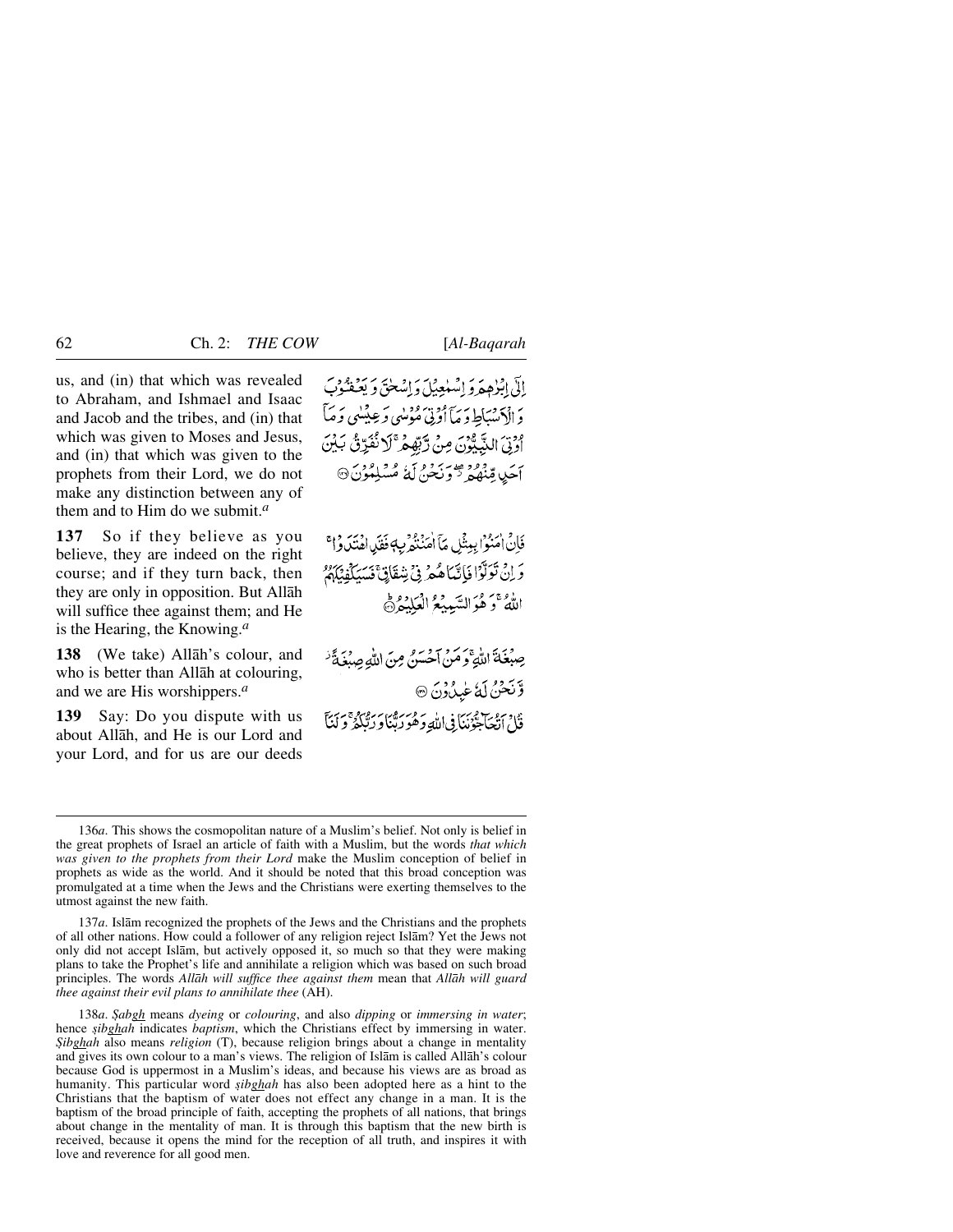us, and (in) that which was revealed to Abraham, and Ishmael and Isaac and Jacob and the tribes, and (in) that which was given to Moses and Jesus, and (in) that which was given to the prophets from their Lord, we do not make any distinction between any of them and to Him do we submit.[a]

إِلَىٰ إِبْرَٰهِـۧمَ وَإِسْمَـٰعِيلَ وَإِسْحَـٰقَ وَيَعْقُوبَ وَٱلْأَسْبَاطِ وَمَآ أُوتِىَ مُوسَىٰ وَعِيسَىٰ وَمَآ أُوتِىَ ٱلنَّبِيُّونَ مِن رَّبِّهِمْ لَا نُفَرِّقُ بَيْنَ أَحَدٍ مِّنْهُمْ وَنَحْنُ لَهُۥ مُسْلِمُونَ ﴿١٣٦﴾

**137** So if they believe as you believe, they are indeed on the right course; and if they turn back, then they are only in opposition. But Allāh will suffice thee against them; and He is the Hearing, the Knowing.[a]

فَإِنْ ءَامَنُوا۟ بِمِثْلِ مَآ ءَامَنتُم بِهِۦ فَقَدِ ٱهْتَدَوا۟ ۖ وَّإِن تَوَلَّوْا۟ فَإِنَّمَا هُمْ فِى شِقَاقٍ ۖ فَسَيَكْفِيكَهُمُ ٱللَّهُ ۚ وَهُوَ ٱلسَّمِيعُ ٱلْعَلِيمُ ﴿١٣٧﴾

**138** (We take) Allāh's colour, and who is better than Allāh at colouring, and we are His worshippers.[a]

صِبْغَةَ ٱللَّهِ ۖ وَمَنْ أَحْسَنُ مِنَ ٱللَّهِ صِبْغَةً ۖ وَنَحْنُ لَهُۥ عَـٰبِدُونَ ﴿١٣٨﴾

**139** Say: Do you dispute with us about Allāh, and He is our Lord and your Lord, and for us are our deeds

قُلْ أَتُحَآجُّونَنَا فِى ٱللَّهِ وَهُوَ رَبُّنَا وَرَبُّكُمْ وَلَنَآ

---

136*a*. This shows the cosmopolitan nature of a Muslim's belief. Not only is belief in the great prophets of Israel an article of faith with a Muslim, but the words *that which was given to the prophets from their Lord* make the Muslim conception of belief in prophets as wide as the world. And it should be noted that this broad conception was promulgated at a time when the Jews and the Christians were exerting themselves to the utmost against the new faith.

137*a*. Islām recognized the prophets of the Jews and the Christians and the prophets of all other nations. How could a follower of any religion reject Islām? Yet the Jews not only did not accept Islām, but actively opposed it, so much so that they were making plans to take the Prophet's life and annihilate a religion which was based on such broad principles. The words *Allāh will suffice thee against them* mean that *Allāh will guard thee against their evil plans to annihilate thee* (AH).

138*a*. *Ṣabgh* means *dyeing* or *colouring*, and also *dipping* or *immersing in water*; hence *ṣibghah* indicates *baptism*, which the Christians effect by immersing in water. *Ṣibghah* also means *religion* (T), because religion brings about a change in mentality and gives its own colour to a man's views. The religion of Islām is called Allāh's colour because God is uppermost in a Muslim's ideas, and because his views are as broad as humanity. This particular word *ṣibghah* has also been adopted here as a hint to the Christians that the baptism of water does not effect any change in a man. It is the baptism of the broad principle of faith, accepting the prophets of all nations, that brings about change in the mentality of man. It is through this baptism that the new birth is received, because it opens the mind for the reception of all truth, and inspires it with love and reverence for all good men.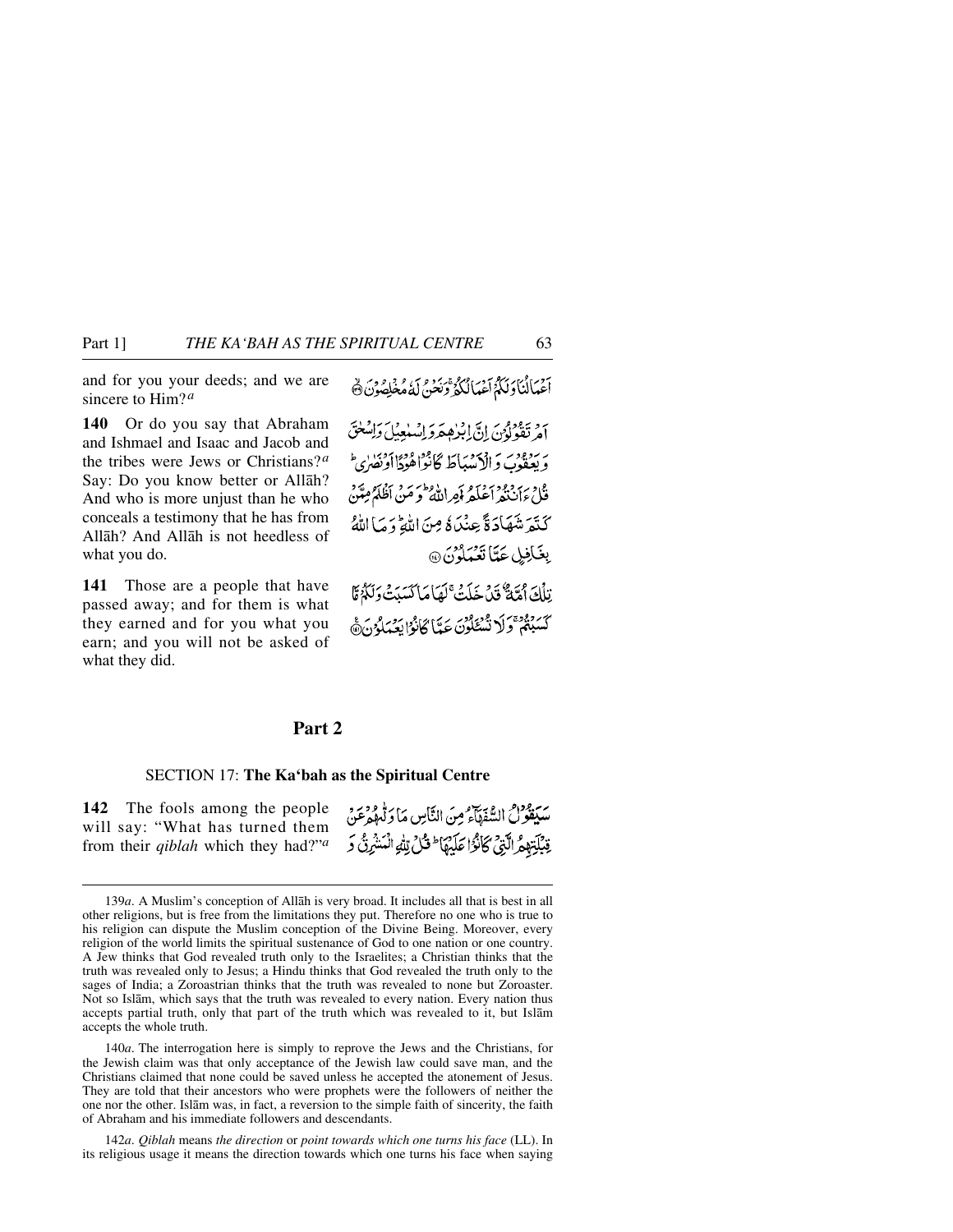and for you your deeds; and we are sincere to Him?[a]

اَعۡمَالُنَا وَلَكُمۡ اَعۡمَالُكُمۡ ۚ وَنَحۡنُ لَهٗ مُخۡلِصُوۡنَ ۙ﴿۱۳۹﴾

**140** Or do you say that Abraham and Ishmael and Isaac and Jacob and the tribes were Jews or Christians?[a] Say: Do you know better or Allāh? And who is more unjust than he who conceals a testimony that he has from Allāh? And Allāh is not heedless of what you do.

اَمۡ تَقُوۡلُوۡنَ اِنَّ اِبۡرٰهٖمَ وَاِسۡمٰعِيۡلَ وَاِسۡحٰقَ وَيَعۡقُوۡبَ وَالۡاَسۡبَاطَ كَانُوۡا هُوۡدًا اَوۡ نَصٰرٰى ؕ قُلۡ ءَاَنۡتُمۡ اَعۡلَمُ اَمِ اللّٰهُ ؕ وَمَنۡ اَظۡلَمُ مِمَّنۡ كَتَمَ شَهَادَةً عِنۡدَهٗ مِنَ اللّٰهِ ؕ وَمَا اللّٰهُ بِغَافِلٍ عَمَّا تَعۡمَلُوۡنَ ﴿۱۴۰﴾

**141** Those are a people that have passed away; and for them is what they earned and for you what you earn; and you will not be asked of what they did.

تِلۡكَ اُمَّةٌ قَدۡ خَلَتۡ ۚ لَهَا مَا كَسَبَتۡ وَلَكُمۡ مَّا كَسَبۡتُمۡ ۚ وَلَا تُسۡـَٔلُوۡنَ عَمَّا كَانُوۡا يَعۡمَلُوۡنَ ﴿۱۴۱﴾

## Part 2

### SECTION 17: **The Ka'bah as the Spiritual Centre**

**142** The fools among the people will say: "What has turned them from their *qiblah* which they had?"[a]

سَيَقُوۡلُ السُّفَهَآءُ مِنَ النَّاسِ مَا وَلّٰٮهُمۡ عَنۡ قِبۡلَتِهِمُ الَّتِىۡ كَانُوۡا عَلَيۡهَا ؕ قُلۡ لِّلّٰهِ الۡمَشۡرِقُ وَ

---

139*a*. A Muslim's conception of Allāh is very broad. It includes all that is best in all other religions, but is free from the limitations they put. Therefore no one who is true to his religion can dispute the Muslim conception of the Divine Being. Moreover, every religion of the world limits the spiritual sustenance of God to one nation or one country. A Jew thinks that God revealed truth only to the Israelites; a Christian thinks that the truth was revealed only to Jesus; a Hindu thinks that God revealed the truth only to the sages of India; a Zoroastrian thinks that the truth was revealed to none but Zoroaster. Not so Islām, which says that the truth was revealed to every nation. Every nation thus accepts partial truth, only that part of the truth which was revealed to it, but Islām accepts the whole truth.

140*a*. The interrogation here is simply to reprove the Jews and the Christians, for the Jewish claim was that only acceptance of the Jewish law could save man, and the Christians claimed that none could be saved unless he accepted the atonement of Jesus. They are told that their ancestors who were prophets were the followers of neither the one nor the other. Islām was, in fact, a reversion to the simple faith of sincerity, the faith of Abraham and his immediate followers and descendants.

142*a*. *Qiblah* means *the direction* or *point towards which one turns his face* (LL). In its religious usage it means the direction towards which one turns his face when saying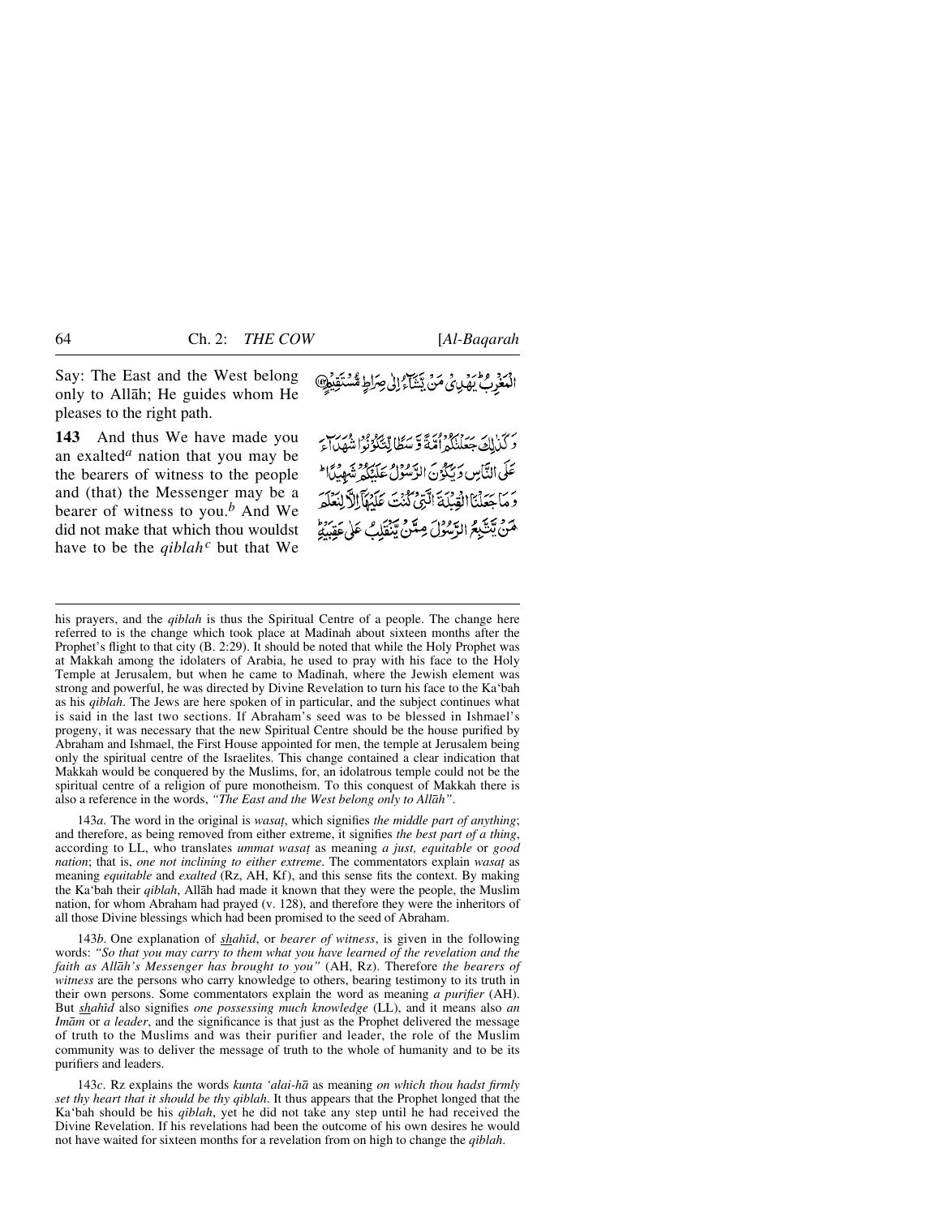Say: The East and the West belong only to Allāh; He guides whom He pleases to the right path.

الْمَغْرِبُ ۚ يَهْدِي مَنْ يَشَاءُ إِلَىٰ صِرَاطٍ مُسْتَقِيمٍ

**143** And thus We have made you an exalted[a] nation that you may be the bearers of witness to the people and (that) the Messenger may be a bearer of witness to you.[b] And We did not make that which thou wouldst have to be the *qiblah*[c] but that We

وَكَذَٰلِكَ جَعَلْنَاكُمْ أُمَّةً وَسَطًا لِتَكُونُوا شُهَدَاءَ عَلَى النَّاسِ وَيَكُونَ الرَّسُولُ عَلَيْكُمْ شَهِيدًا ۗ وَمَا جَعَلْنَا الْقِبْلَةَ الَّتِي كُنْتَ عَلَيْهَا إِلَّا لِنَعْلَمَ مَنْ يَتَّبِعُ الرَّسُولَ مِمَّنْ يَنْقَلِبُ عَلَىٰ عَقِبَيْهِ ۚ

---

his prayers, and the *qiblah* is thus the Spiritual Centre of a people. The change here referred to is the change which took place at Madīnah about sixteen months after the Prophet's flight to that city (B. 2:29). It should be noted that while the Holy Prophet was at Makkah among the idolaters of Arabia, he used to pray with his face to the Holy Temple at Jerusalem, but when he came to Madīnah, where the Jewish element was strong and powerful, he was directed by Divine Revelation to turn his face to the Ka'bah as his *qiblah*. The Jews are here spoken of in particular, and the subject continues what is said in the last two sections. If Abraham's seed was to be blessed in Ishmael's progeny, it was necessary that the new Spiritual Centre should be the house purified by Abraham and Ishmael, the First House appointed for men, the temple at Jerusalem being only the spiritual centre of the Israelites. This change contained a clear indication that Makkah would be conquered by the Muslims, for, an idolatrous temple could not be the spiritual centre of a religion of pure monotheism. To this conquest of Makkah there is also a reference in the words, *"The East and the West belong only to Allāh"*.

143*a*. The word in the original is *wasaṭ*, which signifies *the middle part of anything*; and therefore, as being removed from either extreme, it signifies *the best part of a thing*, according to LL, who translates *ummat wasaṭ* as meaning *a just, equitable* or *good nation*; that is, *one not inclining to either extreme*. The commentators explain *wasaṭ* as meaning *equitable* and *exalted* (Rz, AH, Kf), and this sense fits the context. By making the Ka'bah their *qiblah*, Allāh had made it known that they were the people, the Muslim nation, for whom Abraham had prayed (v. 128), and therefore they were the inheritors of all those Divine blessings which had been promised to the seed of Abraham.

143*b*. One explanation of *shahīd*, or *bearer of witness*, is given in the following words: *"So that you may carry to them what you have learned of the revelation and the faith as Allāh's Messenger has brought to you"* (AH, Rz). Therefore *the bearers of witness* are the persons who carry knowledge to others, bearing testimony to its truth in their own persons. Some commentators explain the word as meaning *a purifier* (AH). But *shahīd* also signifies *one possessing much knowledge* (LL), and it means also *an Imām* or *a leader*, and the significance is that just as the Prophet delivered the message of truth to the Muslims and was their purifier and leader, the role of the Muslim community was to deliver the message of truth to the whole of humanity and to be its purifiers and leaders.

143*c*. Rz explains the words *kunta 'alai-hā* as meaning *on which thou hadst firmly set thy heart that it should be thy qiblah*. It thus appears that the Prophet longed that the Ka'bah should be his *qiblah*, yet he did not take any step until he had received the Divine Revelation. If his revelations had been the outcome of his own desires he would not have waited for sixteen months for a revelation from on high to change the *qiblah*.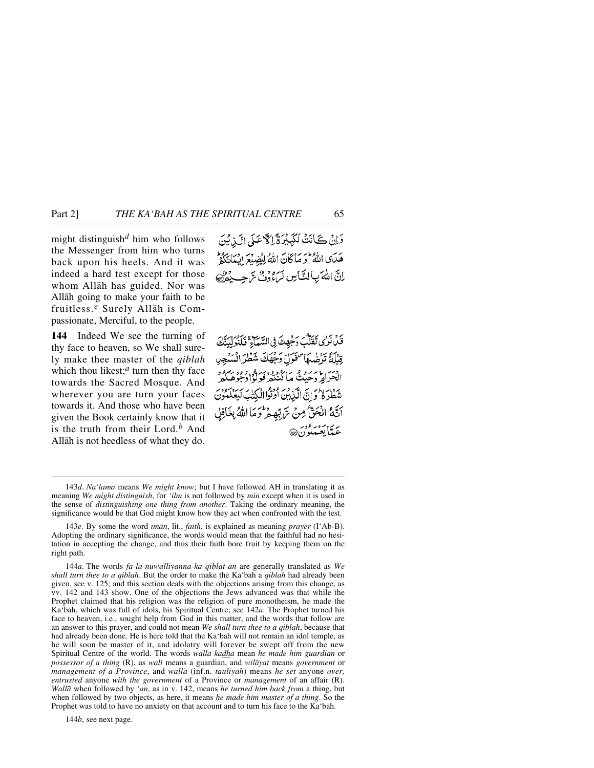might distinguish[d] him who follows the Messenger from him who turns back upon his heels. And it was indeed a hard test except for those whom Allāh has guided. Nor was Allāh going to make your faith to be fruitless.[e] Surely Allāh is Compassionate, Merciful, to the people.

وَإِنْ كَانَتْ لَكَبِيرَةً إِلَّا عَلَى الَّذِينَ هَدَى اللَّهُ ۗ وَمَا كَانَ اللَّهُ لِيُضِيعَ إِيمَانَكُمْ ۚ إِنَّ اللَّهَ بِالنَّاسِ لَرَءُوفٌ رَّحِيمٌ ﴿١٤٣﴾

**144** Indeed We see the turning of thy face to heaven, so We shall surely make thee master of the *qiblah* which thou likest;[a] turn then thy face towards the Sacred Mosque. And wherever you are turn your faces towards it. And those who have been given the Book certainly know that it is the truth from their Lord.[b] And Allāh is not heedless of what they do.

قَدْ نَرَىٰ تَقَلُّبَ وَجْهِكَ فِي السَّمَاءِ ۖ فَلَنُوَلِّيَنَّكَ قِبْلَةً تَرْضَاهَا ۚ فَوَلِّ وَجْهَكَ شَطْرَ الْمَسْجِدِ الْحَرَامِ ۚ وَحَيْثُ مَا كُنتُمْ فَوَلُّوا وُجُوهَكُمْ شَطْرَهُ ۗ وَإِنَّ الَّذِينَ أُوتُوا الْكِتَابَ لَيَعْلَمُونَ أَنَّهُ الْحَقُّ مِن رَّبِّهِمْ ۗ وَمَا اللَّهُ بِغَافِلٍ عَمَّا يَعْمَلُونَ ﴿١٤٤﴾

---

143*d*. *Na'lama* means *We might know*; but I have followed AH in translating it as meaning *We might distinguish*, for *'ilm* is not followed by *min* except when it is used in the sense of *distinguishing one thing from another*. Taking the ordinary meaning, the significance would be that God might know how they act when confronted with the test.

143*e*. By some the word *īmān*, lit., *faith*, is explained as meaning *prayer* (I'Ab-B). Adopting the ordinary significance, the words would mean that the faithful had no hesitation in accepting the change, and thus their faith bore fruit by keeping them on the right path.

144*a*. The words *fa-la-nuwalliyanna-ka qiblat-an* are generally translated as *We shall turn thee to a qiblah*. But the order to make the Ka'bah a *qiblah* had already been given, see v. 125; and this section deals with the objections arising from this change, as vv. 142 and 143 show. One of the objections the Jews advanced was that while the Prophet claimed that his religion was the religion of pure monotheism, he made the Ka'bah, which was full of idols, his Spiritual Centre; see 142*a*. The Prophet turned his face to heaven, i.e., sought help from God in this matter, and the words that follow are an answer to this prayer, and could not mean *We shall turn thee to a qiblah*, because that had already been done. He is here told that the Ka'bah will not remain an idol temple, as he will soon be master of it, and idolatry will forever be swept off from the new Spiritual Centre of the world. The words *wallā kadhā* mean *he made him guardian* or *possessor of a thing* (R), as *walī* means a guardian, and *wilāyat* means *government* or *management of a Province*, and *wallā* (inf.n. *tauliyah*) means *he set* anyone *over, entrusted* anyone *with the government* of a Province or *management* of an affair (R). *Wallā* when followed by *'an*, as in v. 142, means *he turned him back from* a thing, but when followed by two objects, as here, it means *he made him master of a thing*. So the Prophet was told to have no anxiety on that account and to turn his face to the Ka'bah.

144*b*, see next page.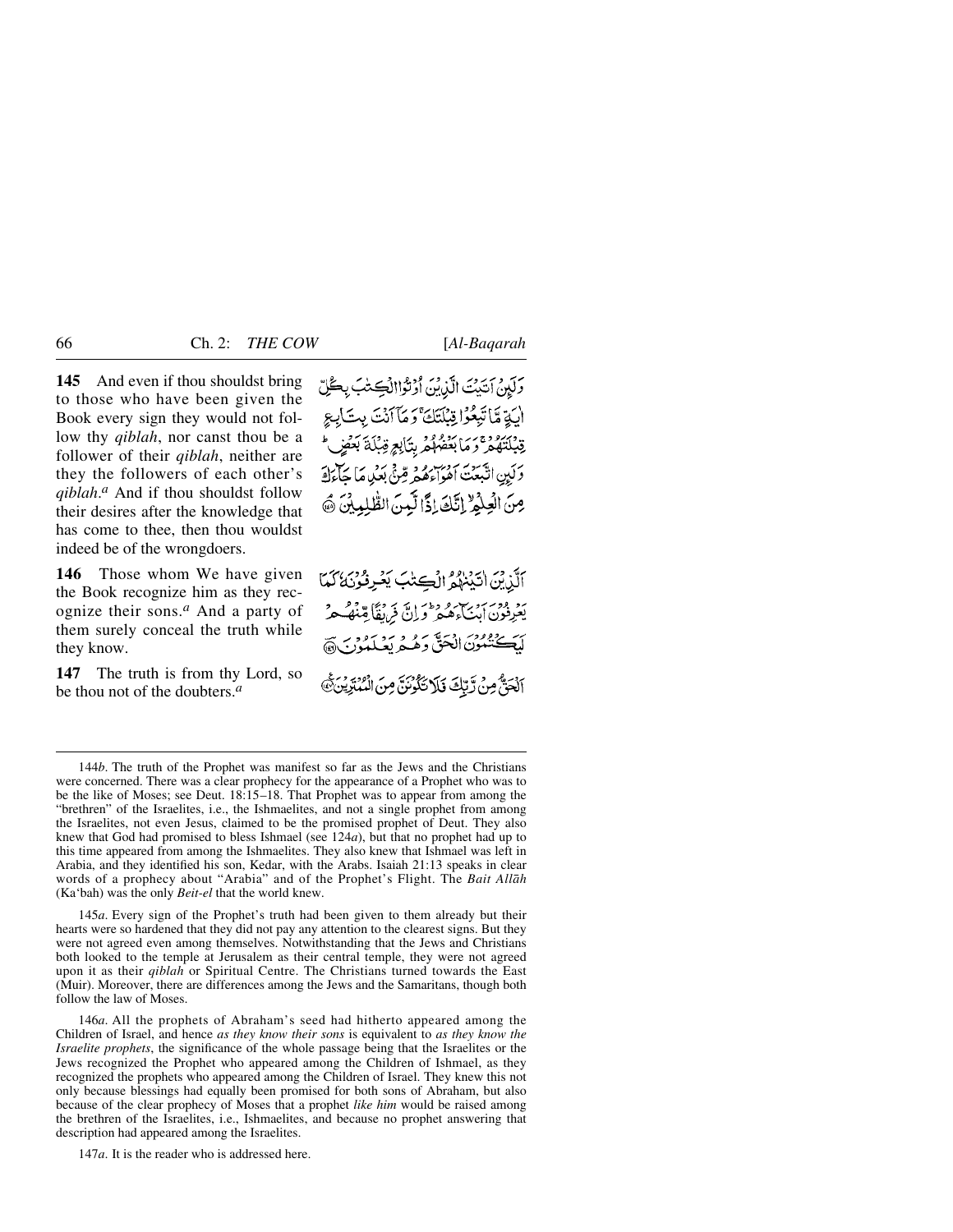**145** And even if thou shouldst bring to those who have been given the Book every sign they would not follow thy *qiblah*, nor canst thou be a follower of their *qiblah*, neither are they the followers of each other's *qiblah*.[a] And if thou shouldst follow their desires after the knowledge that has come to thee, then thou wouldst indeed be of the wrongdoers.

وَلَئِنْ أَتَيْتَ الَّذِينَ أُوتُوا الْكِتٰبَ بِكُلِّ اٰيَةٍ مَّا تَبِعُوا قِبْلَتَكَ ۚ وَمَآ أَنْتَ بِتَابِعٍ قِبْلَتَهُمْ ۚ وَمَا بَعْضُهُمْ بِتَابِعٍ قِبْلَةَ بَعْضٍ ۚ وَلَئِنِ اتَّبَعْتَ أَهْوَآءَهُمْ مِّنْۢ بَعْدِ مَا جَآءَكَ مِنَ الْعِلْمِ ۙ إِنَّكَ إِذًا لَّمِنَ الظّٰلِمِينَ ﴿١٤٥﴾

**146** Those whom We have given the Book recognize him as they recognize their sons.[a] And a party of them surely conceal the truth while they know.

اَلَّذِينَ اٰتَيْنٰهُمُ الْكِتٰبَ يَعْرِفُونَهُ كَمَا يَعْرِفُونَ أَبْنَآءَهُمْ ۖ وَإِنَّ فَرِيقًا مِّنْهُمْ لَيَكْتُمُونَ الْحَقَّ وَهُمْ يَعْلَمُونَ ﴿١٤٦﴾

**147** The truth is from thy Lord, so be thou not of the doubters.[a]

اَلْحَقُّ مِنْ رَّبِّكَ فَلَا تَكُونَنَّ مِنَ الْمُمْتَرِينَ ﴿١٤٧﴾

---

144*b*. The truth of the Prophet was manifest so far as the Jews and the Christians were concerned. There was a clear prophecy for the appearance of a Prophet who was to be the like of Moses; see Deut. 18:15–18. That Prophet was to appear from among the "brethren" of the Israelites, i.e., the Ishmaelites, and not a single prophet from among the Israelites, not even Jesus, claimed to be the promised prophet of Deut. They also knew that God had promised to bless Ishmael (see 124*a*), but that no prophet had up to this time appeared from among the Ishmaelites. They also knew that Ishmael was left in Arabia, and they identified his son, Kedar, with the Arabs. Isaiah 21:13 speaks in clear words of a prophecy about "Arabia" and of the Prophet's Flight. The *Bait Allāh* (Ka'bah) was the only *Beit-el* that the world knew.

145*a*. Every sign of the Prophet's truth had been given to them already but their hearts were so hardened that they did not pay any attention to the clearest signs. But they were not agreed even among themselves. Notwithstanding that the Jews and Christians both looked to the temple at Jerusalem as their central temple, they were not agreed upon it as their *qiblah* or Spiritual Centre. The Christians turned towards the East (Muir). Moreover, there are differences among the Jews and the Samaritans, though both follow the law of Moses.

146*a*. All the prophets of Abraham's seed had hitherto appeared among the Children of Israel, and hence *as they know their sons* is equivalent to *as they know the Israelite prophets*, the significance of the whole passage being that the Israelites or the Jews recognized the Prophet who appeared among the Children of Ishmael, as they recognized the prophets who appeared among the Children of Israel. They knew this not only because blessings had equally been promised for both sons of Abraham, but also because of the clear prophecy of Moses that a prophet *like him* would be raised among the brethren of the Israelites, i.e., Ishmaelites, and because no prophet answering that description had appeared among the Israelites.

147*a*. It is the reader who is addressed here.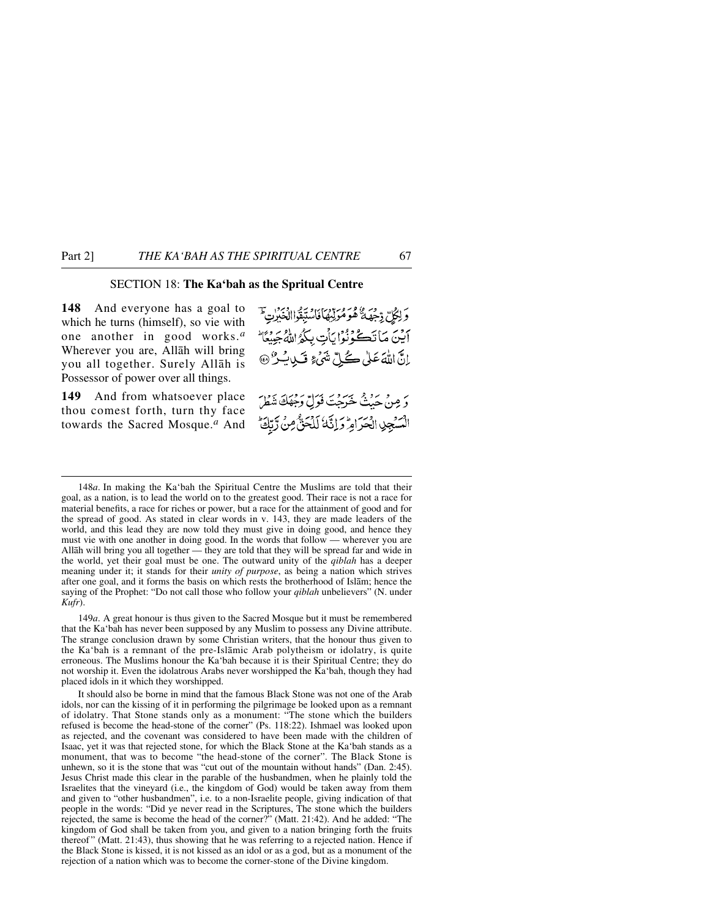## SECTION 18: **The Ka'bah as the Spritual Centre**

**148** And everyone has a goal to which he turns (himself), so vie with one another in good works.[a] Wherever you are, Allāh will bring you all together. Surely Allāh is Possessor of power over all things.

وَ لِكُلٍّ وِّجْهَةٌ هُوَ مُوَلِّيْهَا فَاسْتَبِقُوا الْخَيْرٰتِ ۗ اَيْنَ مَا تَكُوْنُوْا يَاْتِ بِكُمُ اللّٰهُ جَمِيْعًا ۗ اِنَّ اللّٰهَ عَلٰى كُلِّ شَيْءٍ قَدِيْرٌ ﴿۱۴۸﴾

**149** And from whatsoever place thou comest forth, turn thy face towards the Sacred Mosque.[a] And

وَ مِنْ حَيْثُ خَرَجْتَ فَوَلِّ وَجْهَكَ شَطْرَ الْمَسْجِدِ الْحَرَامِ ۗ وَ اِنَّهٗ لَلْحَقُّ مِنْ رَّبِّكَ ۗ

---

148*a*. In making the Ka'bah the Spiritual Centre the Muslims are told that their goal, as a nation, is to lead the world on to the greatest good. Their race is not a race for material benefits, a race for riches or power, but a race for the attainment of good and for the spread of good. As stated in clear words in v. 143, they are made leaders of the world, and this lead they are now told they must give in doing good, and hence they must vie with one another in doing good. In the words that follow — wherever you are Allāh will bring you all together — they are told that they will be spread far and wide in the world, yet their goal must be one. The outward unity of the *qiblah* has a deeper meaning under it; it stands for their *unity of purpose*, as being a nation which strives after one goal, and it forms the basis on which rests the brotherhood of Islām; hence the saying of the Prophet: "Do not call those who follow your *qiblah* unbelievers" (N. under *Kufr*).

149*a*. A great honour is thus given to the Sacred Mosque but it must be remembered that the Ka'bah has never been supposed by any Muslim to possess any Divine attribute. The strange conclusion drawn by some Christian writers, that the honour thus given to the Ka'bah is a remnant of the pre-Islāmic Arab polytheism or idolatry, is quite erroneous. The Muslims honour the Ka'bah because it is their Spiritual Centre; they do not worship it. Even the idolatrous Arabs never worshipped the Ka'bah, though they had placed idols in it which they worshipped.

It should also be borne in mind that the famous Black Stone was not one of the Arab idols, nor can the kissing of it in performing the pilgrimage be looked upon as a remnant of idolatry. That Stone stands only as a monument: "The stone which the builders refused is become the head-stone of the corner" (Ps. 118:22). Ishmael was looked upon as rejected, and the covenant was considered to have been made with the children of Isaac, yet it was that rejected stone, for which the Black Stone at the Ka'bah stands as a monument, that was to become "the head-stone of the corner". The Black Stone is unhewn, so it is the stone that was "cut out of the mountain without hands" (Dan. 2:45). Jesus Christ made this clear in the parable of the husbandmen, when he plainly told the Israelites that the vineyard (i.e., the kingdom of God) would be taken away from them and given to "other husbandmen", i.e. to a non-Israelite people, giving indication of that people in the words: "Did ye never read in the Scriptures, The stone which the builders rejected, the same is become the head of the corner?" (Matt. 21:42). And he added: "The kingdom of God shall be taken from you, and given to a nation bringing forth the fruits thereof" (Matt. 21:43), thus showing that he was referring to a rejected nation. Hence if the Black Stone is kissed, it is not kissed as an idol or as a god, but as a monument of the rejection of a nation which was to become the corner-stone of the Divine kingdom.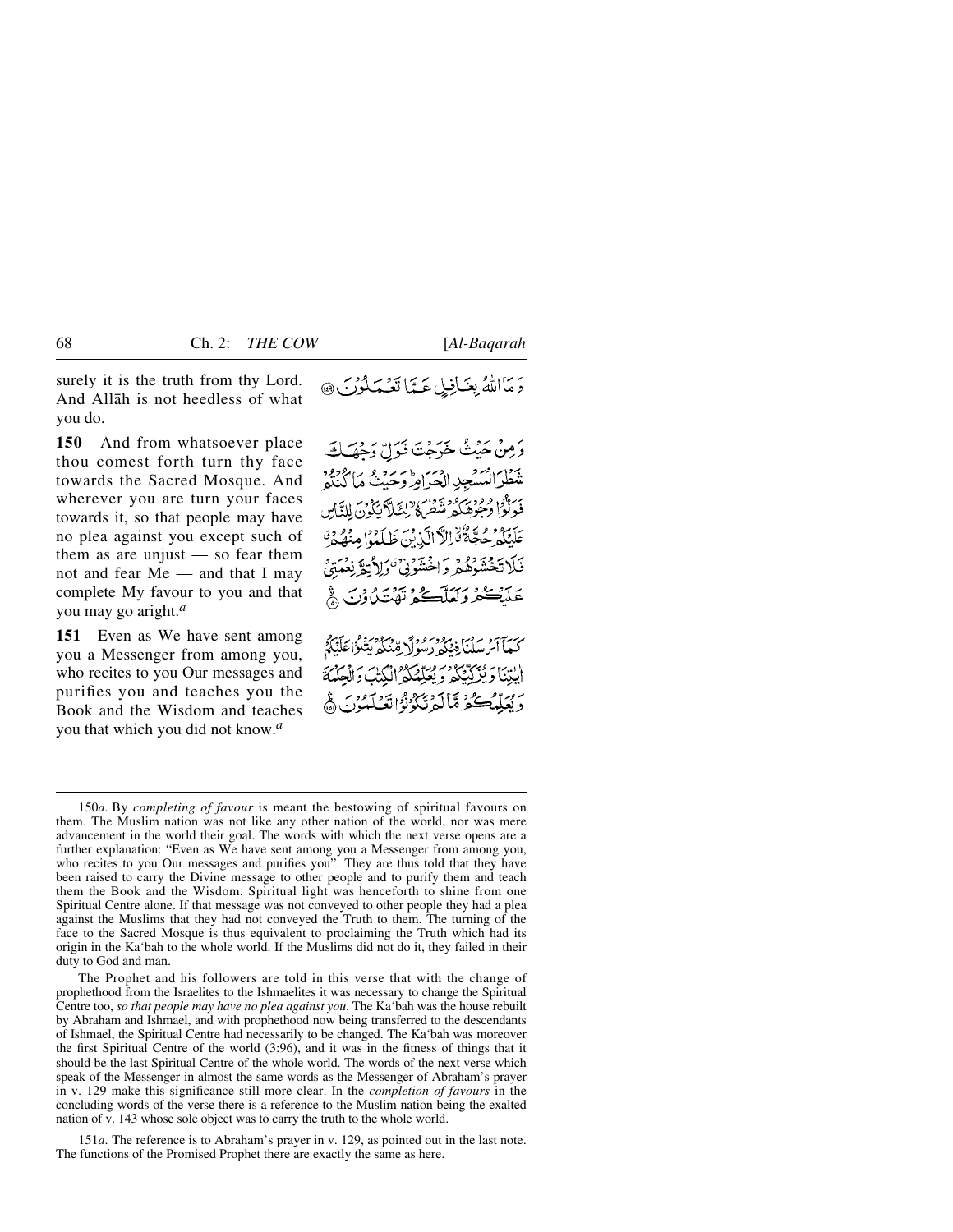surely it is the truth from thy Lord. And Allāh is not heedless of what you do.

وَمَا اللّٰهُ بِغَافِلٍ عَمَّا تَعْمَلُوْنَ ﴿۱۴۹﴾

**150** And from whatsoever place thou comest forth turn thy face towards the Sacred Mosque. And wherever you are turn your faces towards it, so that people may have no plea against you except such of them as are unjust — so fear them not and fear Me — and that I may complete My favour to you and that you may go aright.[a]

وَمِنْ حَيْثُ خَرَجْتَ فَوَلِّ وَجْهَكَ شَطْرَ الْمَسْجِدِ الْحَرَامِ ؕ وَحَيْثُ مَا كُنْتُمْ فَوَلُّوْا وُجُوْهَكُمْ شَطْرَهٗ ۙ لِئَلَّا يَكُوْنَ لِلنَّاسِ عَلَيْكُمْ حُجَّةٌ ۙ إِلَّا الَّذِيْنَ ظَلَمُوْا مِنْهُمْ ۚ فَلَا تَخْشَوْهُمْ وَاخْشَوْنِيْ ۚ وَلِأُتِمَّ نِعْمَتِيْ عَلَيْكُمْ وَلَعَلَّكُمْ تَهْتَدُوْنَ ﴿۱۵۰﴾

**151** Even as We have sent among you a Messenger from among you, who recites to you Our messages and purifies you and teaches you the Book and the Wisdom and teaches you that which you did not know.[a]

كَمَا أَرْسَلْنَا فِيْكُمْ رَسُوْلًا مِّنْكُمْ يَتْلُوْا عَلَيْكُمْ اٰيٰتِنَا وَيُزَكِّيْكُمْ وَيُعَلِّمُكُمُ الْكِتٰبَ وَالْحِكْمَةَ وَيُعَلِّمُكُمْ مَّا لَمْ تَكُوْنُوْا تَعْلَمُوْنَ ﴿۱۵۱﴾

---

150*a*. By *completing of favour* is meant the bestowing of spiritual favours on them. The Muslim nation was not like any other nation of the world, nor was mere advancement in the world their goal. The words with which the next verse opens are a further explanation: "Even as We have sent among you a Messenger from among you, who recites to you Our messages and purifies you". They are thus told that they have been raised to carry the Divine message to other people and to purify them and teach them the Book and the Wisdom. Spiritual light was henceforth to shine from one Spiritual Centre alone. If that message was not conveyed to other people they had a plea against the Muslims that they had not conveyed the Truth to them. The turning of the face to the Sacred Mosque is thus equivalent to proclaiming the Truth which had its origin in the Ka'bah to the whole world. If the Muslims did not do it, they failed in their duty to God and man.

The Prophet and his followers are told in this verse that with the change of prophethood from the Israelites to the Ishmaelites it was necessary to change the Spiritual Centre too, *so that people may have no plea against you*. The Ka'bah was the house rebuilt by Abraham and Ishmael, and with prophethood now being transferred to the descendants of Ishmael, the Spiritual Centre had necessarily to be changed. The Ka'bah was moreover the first Spiritual Centre of the world (3:96), and it was in the fitness of things that it should be the last Spiritual Centre of the whole world. The words of the next verse which speak of the Messenger in almost the same words as the Messenger of Abraham's prayer in v. 129 make this significance still more clear. In the *completion of favours* in the concluding words of the verse there is a reference to the Muslim nation being the exalted nation of v. 143 whose sole object was to carry the truth to the whole world.

151*a*. The reference is to Abraham's prayer in v. 129, as pointed out in the last note. The functions of the Promised Prophet there are exactly the same as here.